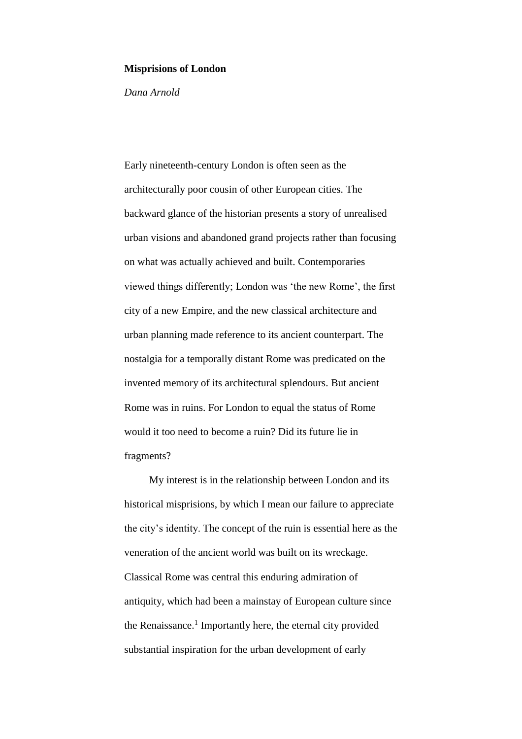**Misprisions of London**

*Dana Arnold*

Early nineteenth-century London is often seen as the architecturally poor cousin of other European cities. The backward glance of the historian presents a story of unrealised urban visions and abandoned grand projects rather than focusing on what was actually achieved and built. Contemporaries viewed things differently; London was 'the new Rome', the first city of a new Empire, and the new classical architecture and urban planning made reference to its ancient counterpart. The nostalgia for a temporally distant Rome was predicated on the invented memory of its architectural splendours. But ancient Rome was in ruins. For London to equal the status of Rome would it too need to become a ruin? Did its future lie in fragments?

My interest is in the relationship between London and its historical misprisions, by which I mean our failure to appreciate the city's identity. The concept of the ruin is essential here as the veneration of the ancient world was built on its wreckage. Classical Rome was central this enduring admiration of antiquity, which had been a mainstay of European culture since the Renaissance.[1] Importantly here, the eternal city provided substantial inspiration for the urban development of early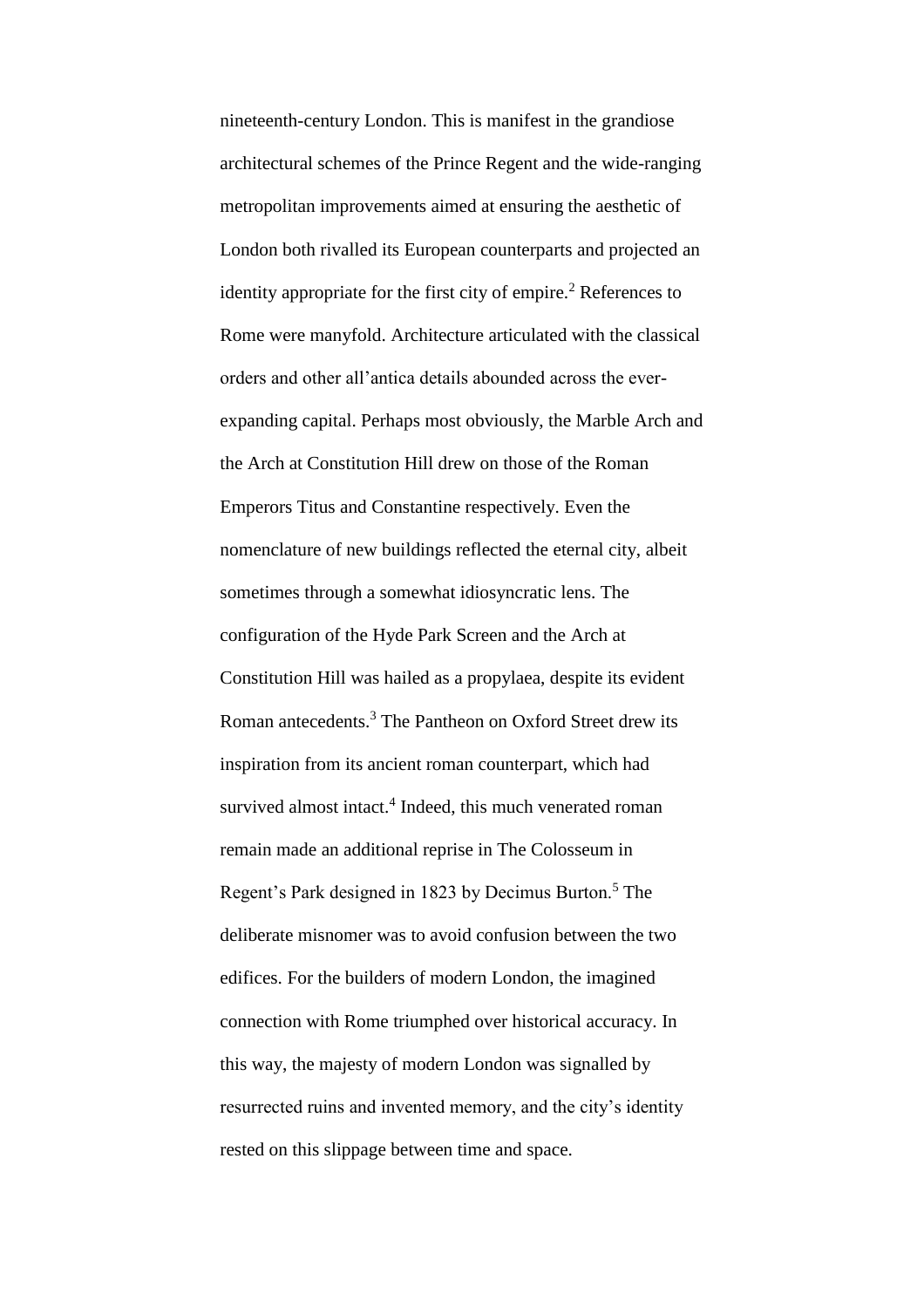nineteenth-century London. This is manifest in the grandiose architectural schemes of the Prince Regent and the wide-ranging metropolitan improvements aimed at ensuring the aesthetic of London both rivalled its European counterparts and projected an identity appropriate for the first city of empire.[2] References to Rome were manyfold. Architecture articulated with the classical orders and other all'antica details abounded across the ever-expanding capital. Perhaps most obviously, the Marble Arch and the Arch at Constitution Hill drew on those of the Roman Emperors Titus and Constantine respectively. Even the nomenclature of new buildings reflected the eternal city, albeit sometimes through a somewhat idiosyncratic lens. The configuration of the Hyde Park Screen and the Arch at Constitution Hill was hailed as a propylaea, despite its evident Roman antecedents.[3] The Pantheon on Oxford Street drew its inspiration from its ancient roman counterpart, which had survived almost intact.[4] Indeed, this much venerated roman remain made an additional reprise in The Colosseum in Regent's Park designed in 1823 by Decimus Burton.[5] The deliberate misnomer was to avoid confusion between the two edifices. For the builders of modern London, the imagined connection with Rome triumphed over historical accuracy. In this way, the majesty of modern London was signalled by resurrected ruins and invented memory, and the city's identity rested on this slippage between time and space.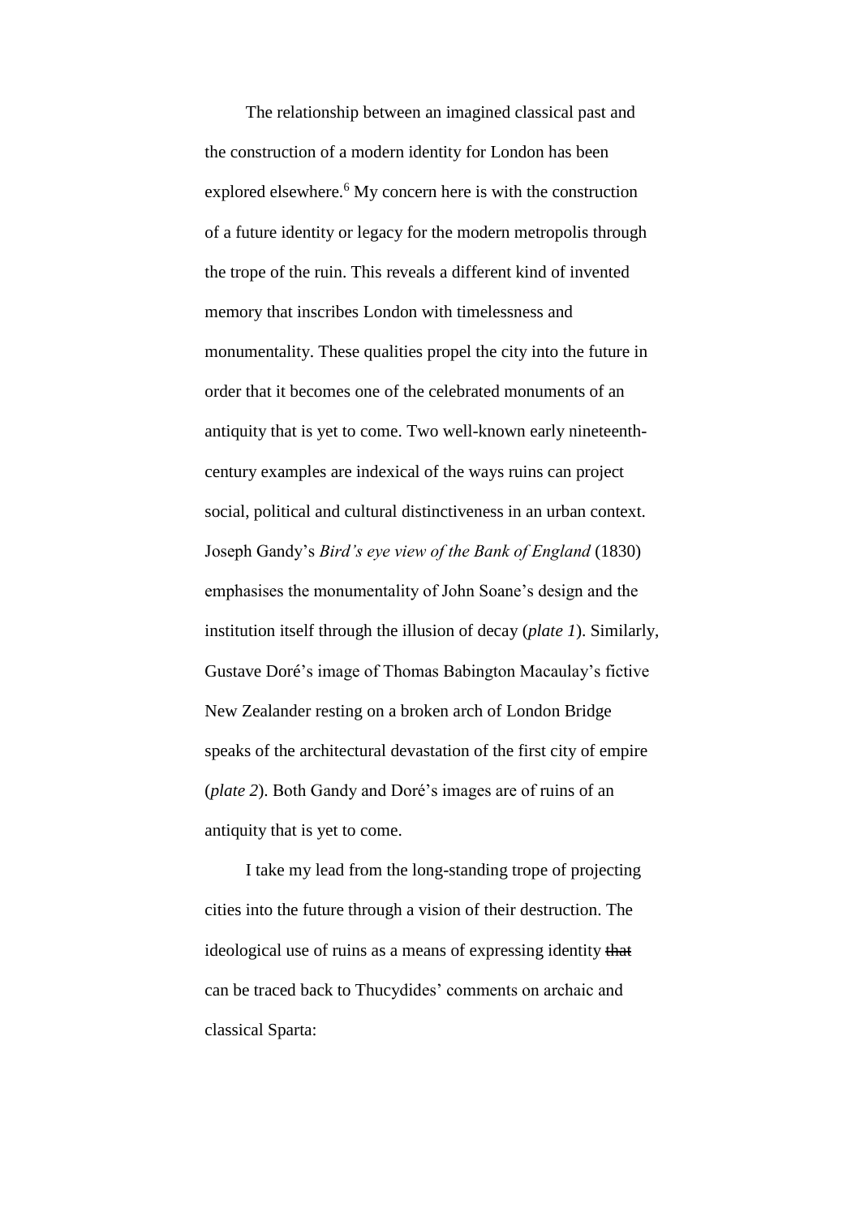The relationship between an imagined classical past and the construction of a modern identity for London has been explored elsewhere.[6] My concern here is with the construction of a future identity or legacy for the modern metropolis through the trope of the ruin. This reveals a different kind of invented memory that inscribes London with timelessness and monumentality. These qualities propel the city into the future in order that it becomes one of the celebrated monuments of an antiquity that is yet to come. Two well-known early nineteenth-century examples are indexical of the ways ruins can project social, political and cultural distinctiveness in an urban context. Joseph Gandy's *Bird's eye view of the Bank of England* (1830) emphasises the monumentality of John Soane's design and the institution itself through the illusion of decay (*plate 1*). Similarly, Gustave Doré's image of Thomas Babington Macaulay's fictive New Zealander resting on a broken arch of London Bridge speaks of the architectural devastation of the first city of empire (*plate 2*). Both Gandy and Doré's images are of ruins of an antiquity that is yet to come.

I take my lead from the long-standing trope of projecting cities into the future through a vision of their destruction. The ideological use of ruins as a means of expressing identity ~~that~~ can be traced back to Thucydides' comments on archaic and classical Sparta: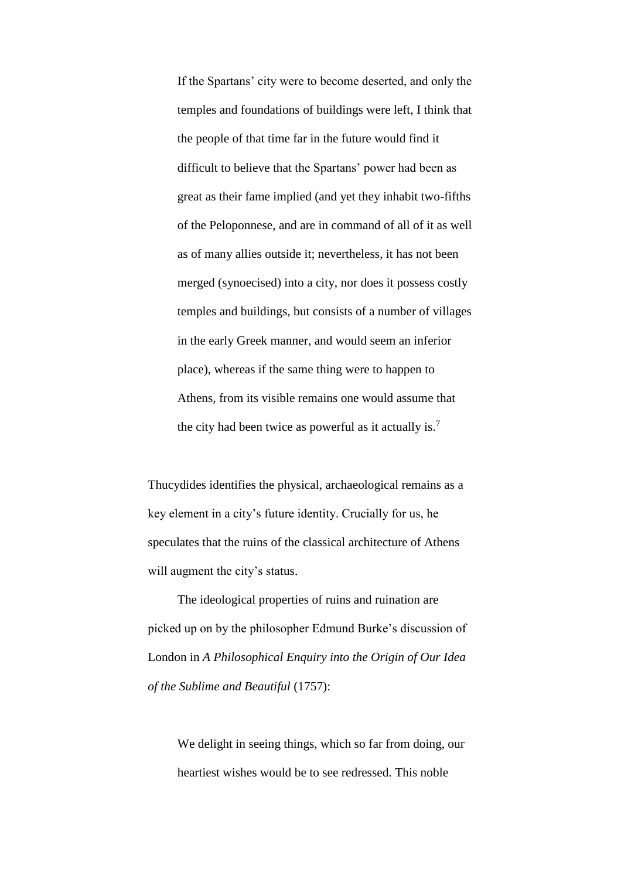> If the Spartans' city were to become deserted, and only the temples and foundations of buildings were left, I think that the people of that time far in the future would find it difficult to believe that the Spartans' power had been as great as their fame implied (and yet they inhabit two-fifths of the Peloponnese, and are in command of all of it as well as of many allies outside it; nevertheless, it has not been merged (synoecised) into a city, nor does it possess costly temples and buildings, but consists of a number of villages in the early Greek manner, and would seem an inferior place), whereas if the same thing were to happen to Athens, from its visible remains one would assume that the city had been twice as powerful as it actually is.[7]

Thucydides identifies the physical, archaeological remains as a key element in a city's future identity. Crucially for us, he speculates that the ruins of the classical architecture of Athens will augment the city's status.

The ideological properties of ruins and ruination are picked up on by the philosopher Edmund Burke's discussion of London in *A Philosophical Enquiry into the Origin of Our Idea of the Sublime and Beautiful* (1757):

> We delight in seeing things, which so far from doing, our heartiest wishes would be to see redressed. This noble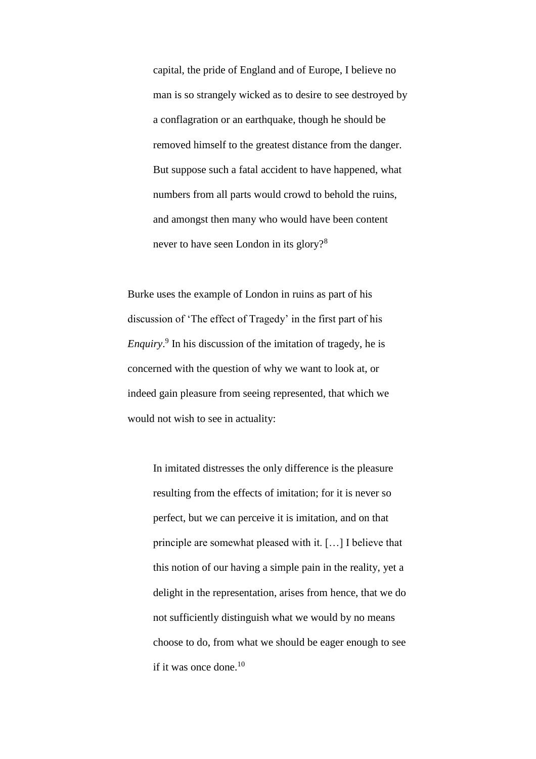> capital, the pride of England and of Europe, I believe no man is so strangely wicked as to desire to see destroyed by a conflagration or an earthquake, though he should be removed himself to the greatest distance from the danger. But suppose such a fatal accident to have happened, what numbers from all parts would crowd to behold the ruins, and amongst then many who would have been content never to have seen London in its glory?[8]

Burke uses the example of London in ruins as part of his discussion of 'The effect of Tragedy' in the first part of his *Enquiry*.[9] In his discussion of the imitation of tragedy, he is concerned with the question of why we want to look at, or indeed gain pleasure from seeing represented, that which we would not wish to see in actuality:

> In imitated distresses the only difference is the pleasure resulting from the effects of imitation; for it is never so perfect, but we can perceive it is imitation, and on that principle are somewhat pleased with it. […] I believe that this notion of our having a simple pain in the reality, yet a delight in the representation, arises from hence, that we do not sufficiently distinguish what we would by no means choose to do, from what we should be eager enough to see if it was once done.[10]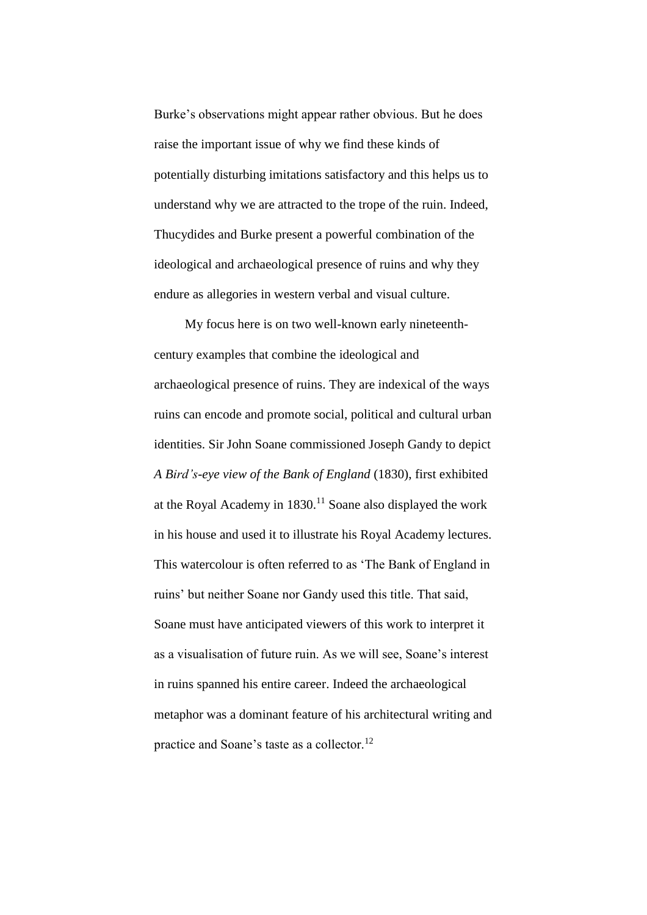Burke's observations might appear rather obvious. But he does raise the important issue of why we find these kinds of potentially disturbing imitations satisfactory and this helps us to understand why we are attracted to the trope of the ruin. Indeed, Thucydides and Burke present a powerful combination of the ideological and archaeological presence of ruins and why they endure as allegories in western verbal and visual culture.

My focus here is on two well-known early nineteenth-century examples that combine the ideological and archaeological presence of ruins. They are indexical of the ways ruins can encode and promote social, political and cultural urban identities. Sir John Soane commissioned Joseph Gandy to depict *A Bird's-eye view of the Bank of England* (1830), first exhibited at the Royal Academy in 1830.[11] Soane also displayed the work in his house and used it to illustrate his Royal Academy lectures. This watercolour is often referred to as 'The Bank of England in ruins' but neither Soane nor Gandy used this title. That said, Soane must have anticipated viewers of this work to interpret it as a visualisation of future ruin. As we will see, Soane's interest in ruins spanned his entire career. Indeed the archaeological metaphor was a dominant feature of his architectural writing and practice and Soane's taste as a collector.[12]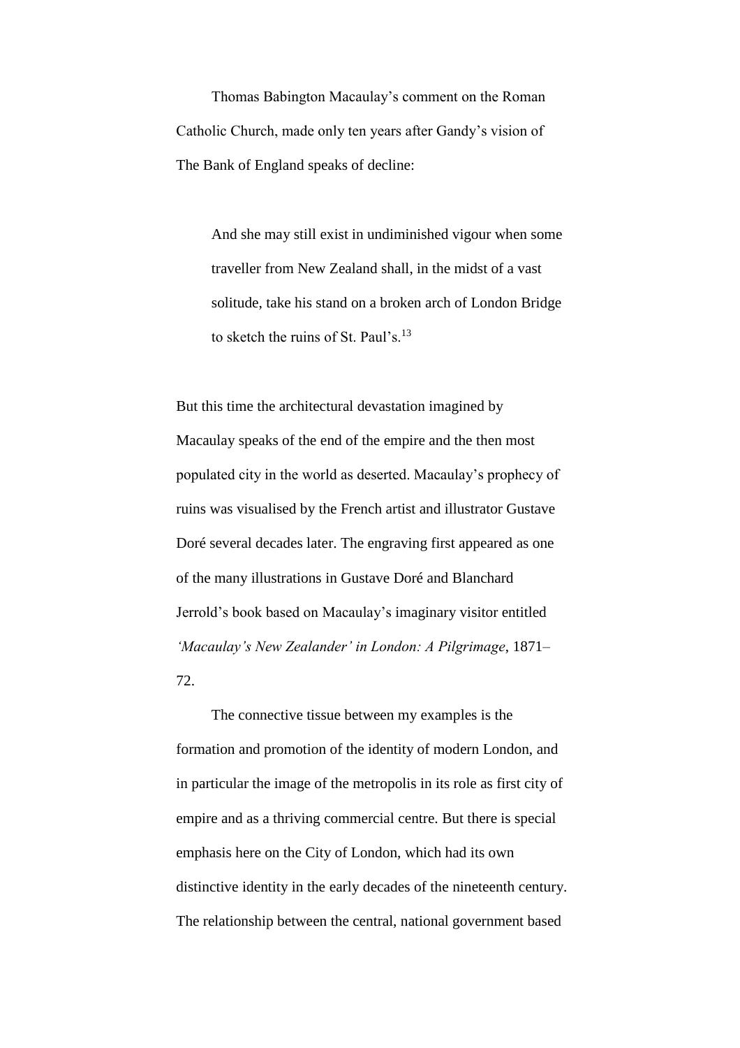Thomas Babington Macaulay's comment on the Roman Catholic Church, made only ten years after Gandy's vision of The Bank of England speaks of decline:

> And she may still exist in undiminished vigour when some traveller from New Zealand shall, in the midst of a vast solitude, take his stand on a broken arch of London Bridge to sketch the ruins of St. Paul's.[13]

But this time the architectural devastation imagined by Macaulay speaks of the end of the empire and the then most populated city in the world as deserted. Macaulay's prophecy of ruins was visualised by the French artist and illustrator Gustave Doré several decades later. The engraving first appeared as one of the many illustrations in Gustave Doré and Blanchard Jerrold's book based on Macaulay's imaginary visitor entitled *'Macaulay's New Zealander' in London: A Pilgrimage*, 1871–72.

The connective tissue between my examples is the formation and promotion of the identity of modern London, and in particular the image of the metropolis in its role as first city of empire and as a thriving commercial centre. But there is special emphasis here on the City of London, which had its own distinctive identity in the early decades of the nineteenth century. The relationship between the central, national government based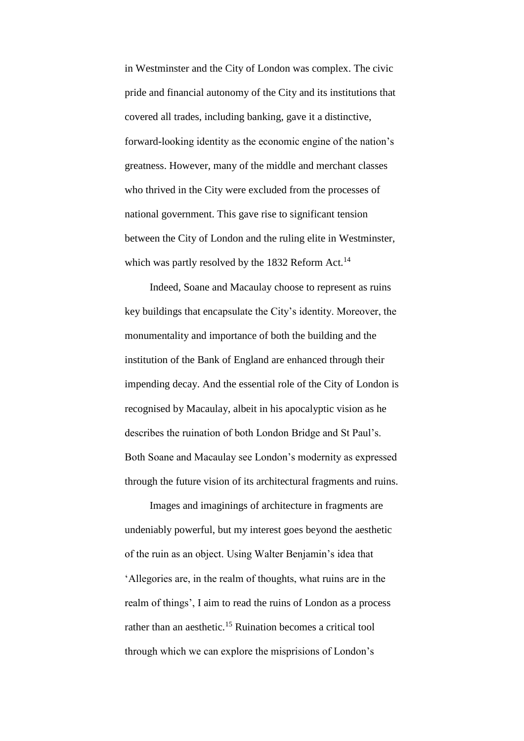in Westminster and the City of London was complex. The civic pride and financial autonomy of the City and its institutions that covered all trades, including banking, gave it a distinctive, forward-looking identity as the economic engine of the nation's greatness. However, many of the middle and merchant classes who thrived in the City were excluded from the processes of national government. This gave rise to significant tension between the City of London and the ruling elite in Westminster, which was partly resolved by the 1832 Reform Act.[14]

Indeed, Soane and Macaulay choose to represent as ruins key buildings that encapsulate the City's identity. Moreover, the monumentality and importance of both the building and the institution of the Bank of England are enhanced through their impending decay. And the essential role of the City of London is recognised by Macaulay, albeit in his apocalyptic vision as he describes the ruination of both London Bridge and St Paul's. Both Soane and Macaulay see London's modernity as expressed through the future vision of its architectural fragments and ruins.

Images and imaginings of architecture in fragments are undeniably powerful, but my interest goes beyond the aesthetic of the ruin as an object. Using Walter Benjamin's idea that 'Allegories are, in the realm of thoughts, what ruins are in the realm of things', I aim to read the ruins of London as a process rather than an aesthetic.[15] Ruination becomes a critical tool through which we can explore the misprisions of London's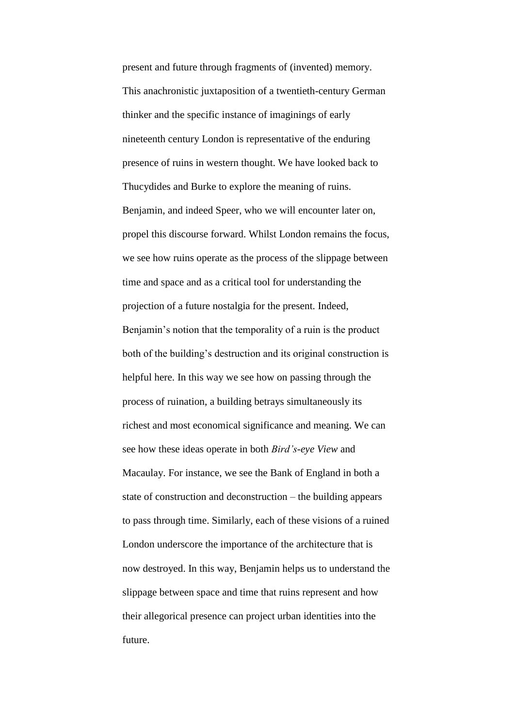present and future through fragments of (invented) memory. This anachronistic juxtaposition of a twentieth-century German thinker and the specific instance of imaginings of early nineteenth century London is representative of the enduring presence of ruins in western thought. We have looked back to Thucydides and Burke to explore the meaning of ruins. Benjamin, and indeed Speer, who we will encounter later on, propel this discourse forward. Whilst London remains the focus, we see how ruins operate as the process of the slippage between time and space and as a critical tool for understanding the projection of a future nostalgia for the present. Indeed, Benjamin's notion that the temporality of a ruin is the product both of the building's destruction and its original construction is helpful here. In this way we see how on passing through the process of ruination, a building betrays simultaneously its richest and most economical significance and meaning. We can see how these ideas operate in both *Bird's-eye View* and Macaulay. For instance, we see the Bank of England in both a state of construction and deconstruction – the building appears to pass through time. Similarly, each of these visions of a ruined London underscore the importance of the architecture that is now destroyed. In this way, Benjamin helps us to understand the slippage between space and time that ruins represent and how their allegorical presence can project urban identities into the future.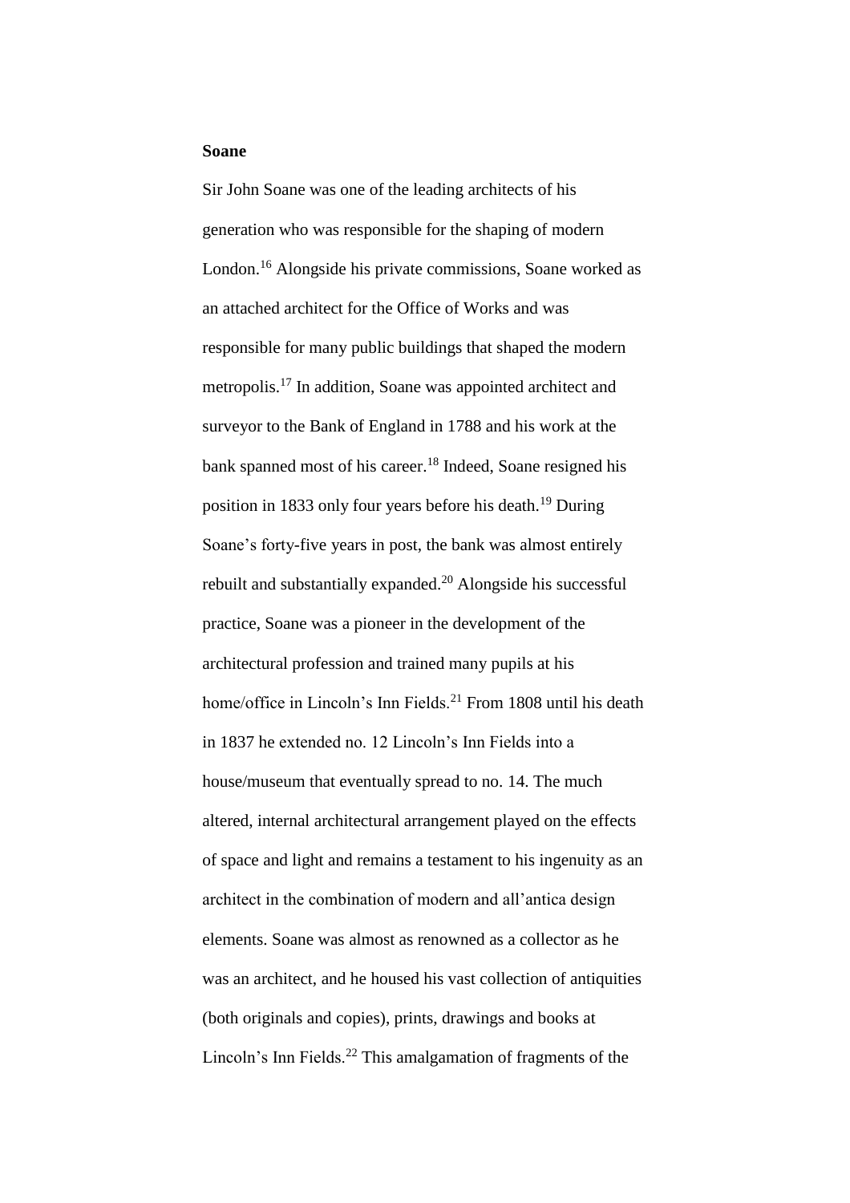**Soane**

Sir John Soane was one of the leading architects of his generation who was responsible for the shaping of modern London.[16] Alongside his private commissions, Soane worked as an attached architect for the Office of Works and was responsible for many public buildings that shaped the modern metropolis.[17] In addition, Soane was appointed architect and surveyor to the Bank of England in 1788 and his work at the bank spanned most of his career.[18] Indeed, Soane resigned his position in 1833 only four years before his death.[19] During Soane's forty-five years in post, the bank was almost entirely rebuilt and substantially expanded.[20] Alongside his successful practice, Soane was a pioneer in the development of the architectural profession and trained many pupils at his home/office in Lincoln's Inn Fields.[21] From 1808 until his death in 1837 he extended no. 12 Lincoln's Inn Fields into a house/museum that eventually spread to no. 14. The much altered, internal architectural arrangement played on the effects of space and light and remains a testament to his ingenuity as an architect in the combination of modern and all'antica design elements. Soane was almost as renowned as a collector as he was an architect, and he housed his vast collection of antiquities (both originals and copies), prints, drawings and books at Lincoln's Inn Fields.[22] This amalgamation of fragments of the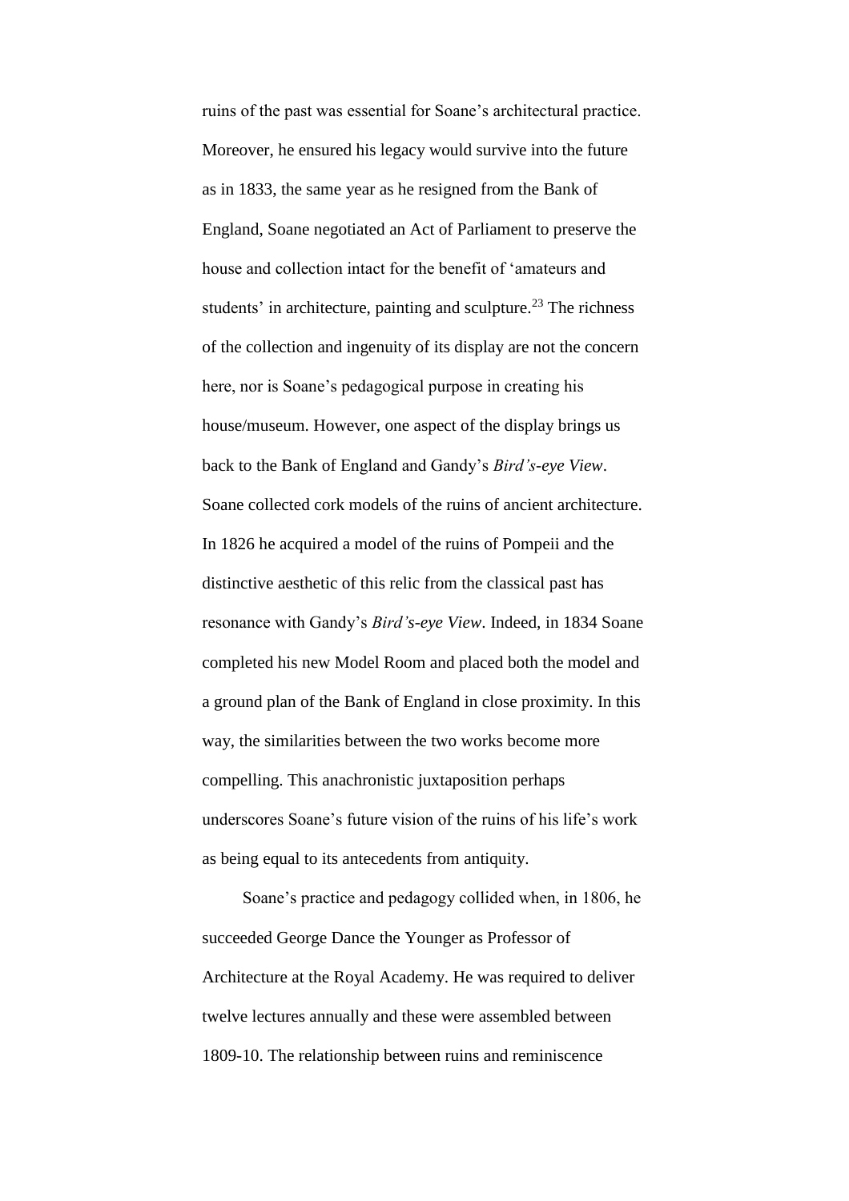ruins of the past was essential for Soane's architectural practice. Moreover, he ensured his legacy would survive into the future as in 1833, the same year as he resigned from the Bank of England, Soane negotiated an Act of Parliament to preserve the house and collection intact for the benefit of 'amateurs and students' in architecture, painting and sculpture.[23] The richness of the collection and ingenuity of its display are not the concern here, nor is Soane's pedagogical purpose in creating his house/museum. However, one aspect of the display brings us back to the Bank of England and Gandy's *Bird's-eye View*. Soane collected cork models of the ruins of ancient architecture. In 1826 he acquired a model of the ruins of Pompeii and the distinctive aesthetic of this relic from the classical past has resonance with Gandy's *Bird's-eye View*. Indeed, in 1834 Soane completed his new Model Room and placed both the model and a ground plan of the Bank of England in close proximity. In this way, the similarities between the two works become more compelling. This anachronistic juxtaposition perhaps underscores Soane's future vision of the ruins of his life's work as being equal to its antecedents from antiquity.

Soane's practice and pedagogy collided when, in 1806, he succeeded George Dance the Younger as Professor of Architecture at the Royal Academy. He was required to deliver twelve lectures annually and these were assembled between 1809-10. The relationship between ruins and reminiscence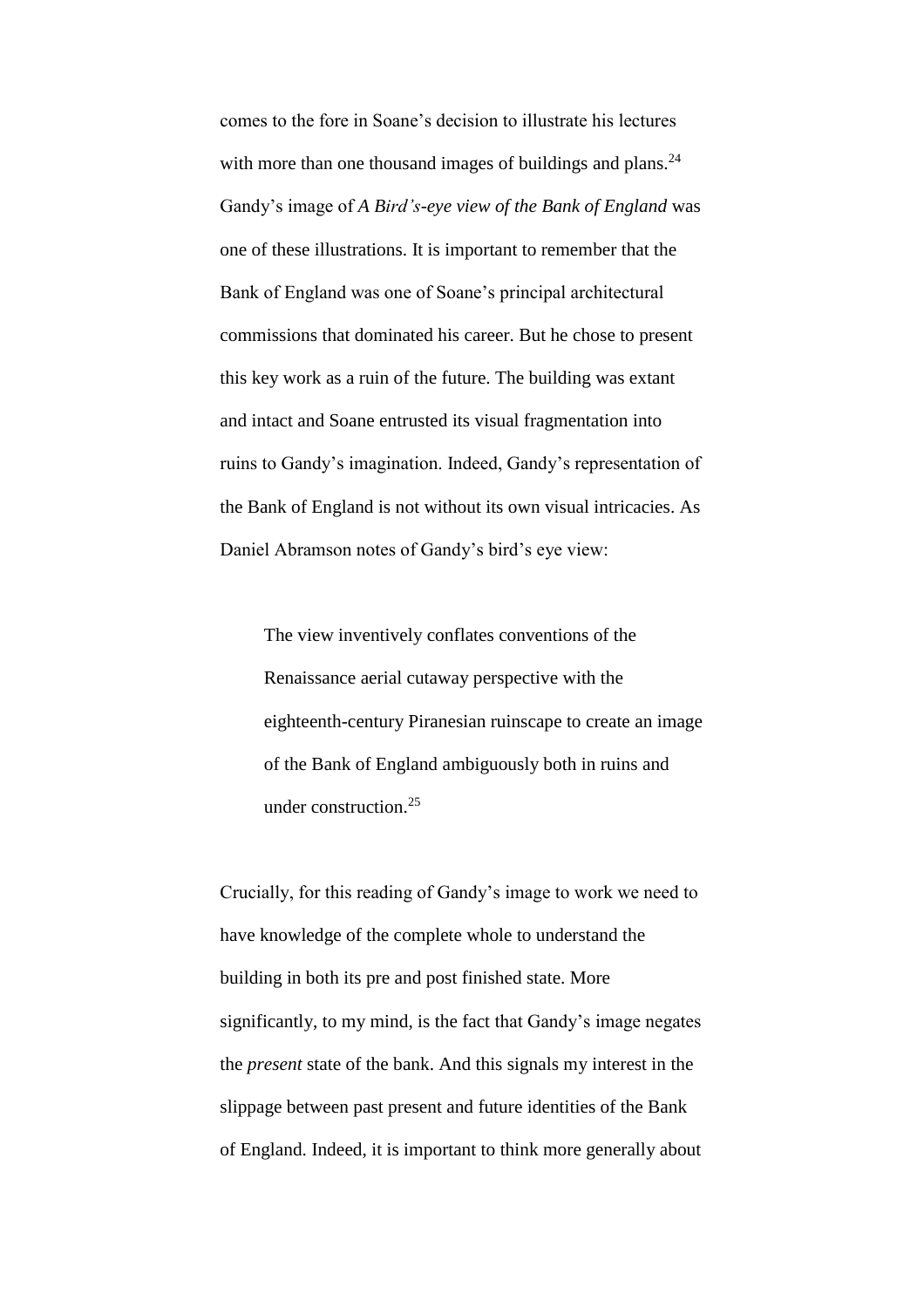comes to the fore in Soane's decision to illustrate his lectures with more than one thousand images of buildings and plans.[24] Gandy's image of *A Bird's-eye view of the Bank of England* was one of these illustrations. It is important to remember that the Bank of England was one of Soane's principal architectural commissions that dominated his career. But he chose to present this key work as a ruin of the future. The building was extant and intact and Soane entrusted its visual fragmentation into ruins to Gandy's imagination. Indeed, Gandy's representation of the Bank of England is not without its own visual intricacies. As Daniel Abramson notes of Gandy's bird's eye view:

> The view inventively conflates conventions of the Renaissance aerial cutaway perspective with the eighteenth-century Piranesian ruinscape to create an image of the Bank of England ambiguously both in ruins and under construction.[25]

Crucially, for this reading of Gandy's image to work we need to have knowledge of the complete whole to understand the building in both its pre and post finished state. More significantly, to my mind, is the fact that Gandy's image negates the *present* state of the bank. And this signals my interest in the slippage between past present and future identities of the Bank of England. Indeed, it is important to think more generally about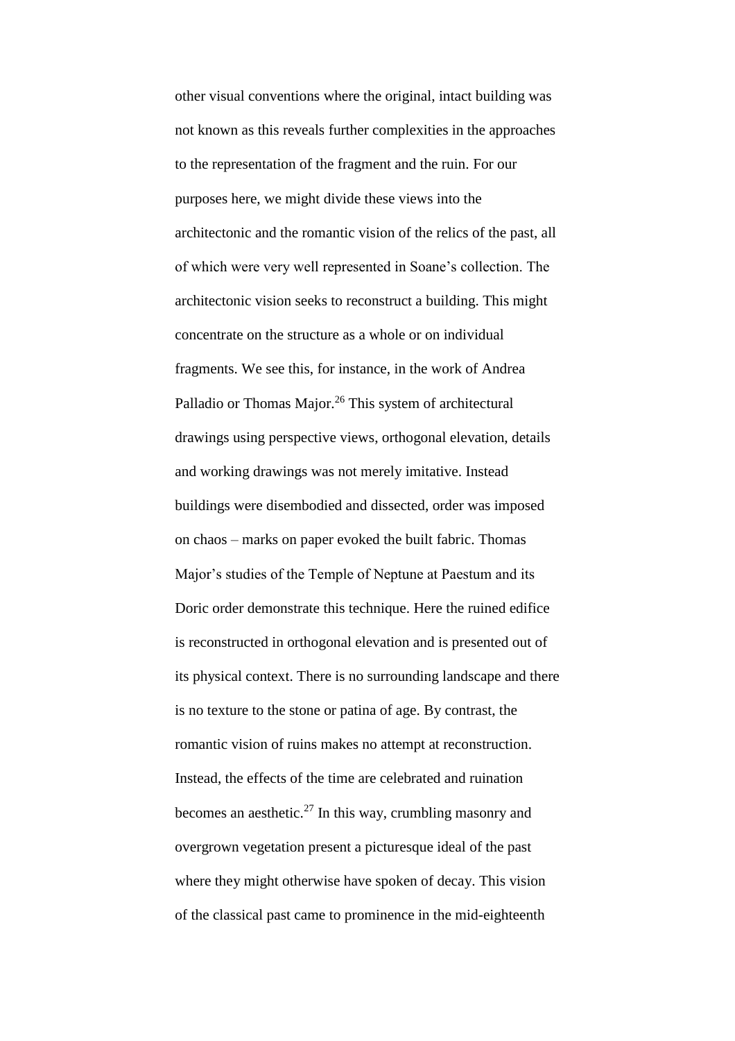other visual conventions where the original, intact building was not known as this reveals further complexities in the approaches to the representation of the fragment and the ruin. For our purposes here, we might divide these views into the architectonic and the romantic vision of the relics of the past, all of which were very well represented in Soane's collection. The architectonic vision seeks to reconstruct a building. This might concentrate on the structure as a whole or on individual fragments. We see this, for instance, in the work of Andrea Palladio or Thomas Major.[26] This system of architectural drawings using perspective views, orthogonal elevation, details and working drawings was not merely imitative. Instead buildings were disembodied and dissected, order was imposed on chaos – marks on paper evoked the built fabric. Thomas Major's studies of the Temple of Neptune at Paestum and its Doric order demonstrate this technique. Here the ruined edifice is reconstructed in orthogonal elevation and is presented out of its physical context. There is no surrounding landscape and there is no texture to the stone or patina of age. By contrast, the romantic vision of ruins makes no attempt at reconstruction. Instead, the effects of the time are celebrated and ruination becomes an aesthetic.[27] In this way, crumbling masonry and overgrown vegetation present a picturesque ideal of the past where they might otherwise have spoken of decay. This vision of the classical past came to prominence in the mid-eighteenth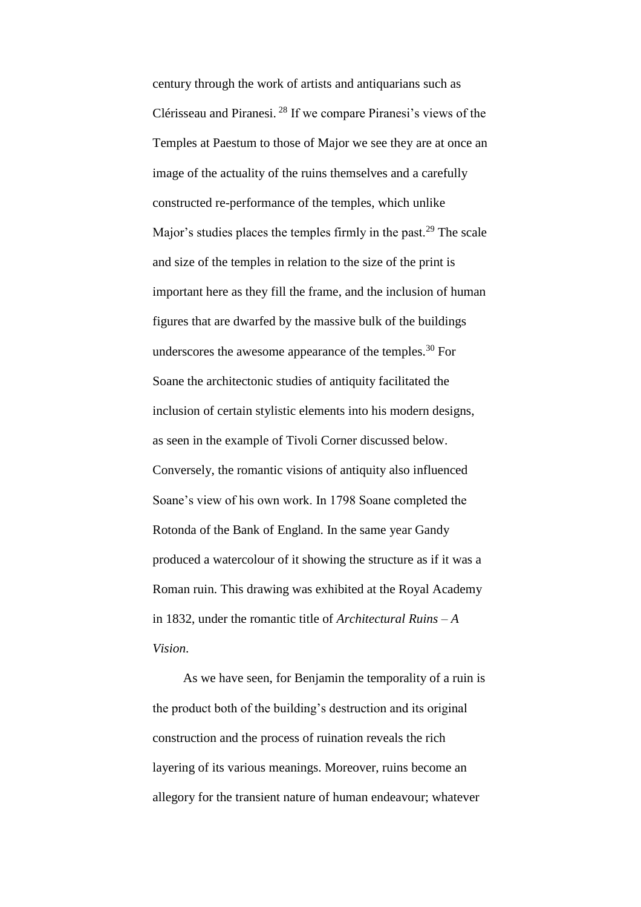century through the work of artists and antiquarians such as Clérisseau and Piranesi. [28] If we compare Piranesi's views of the Temples at Paestum to those of Major we see they are at once an image of the actuality of the ruins themselves and a carefully constructed re-performance of the temples, which unlike Major's studies places the temples firmly in the past.[29] The scale and size of the temples in relation to the size of the print is important here as they fill the frame, and the inclusion of human figures that are dwarfed by the massive bulk of the buildings underscores the awesome appearance of the temples.[30] For Soane the architectonic studies of antiquity facilitated the inclusion of certain stylistic elements into his modern designs, as seen in the example of Tivoli Corner discussed below. Conversely, the romantic visions of antiquity also influenced Soane's view of his own work. In 1798 Soane completed the Rotonda of the Bank of England. In the same year Gandy produced a watercolour of it showing the structure as if it was a Roman ruin. This drawing was exhibited at the Royal Academy in 1832, under the romantic title of *Architectural Ruins – A Vision*.

As we have seen, for Benjamin the temporality of a ruin is the product both of the building's destruction and its original construction and the process of ruination reveals the rich layering of its various meanings. Moreover, ruins become an allegory for the transient nature of human endeavour; whatever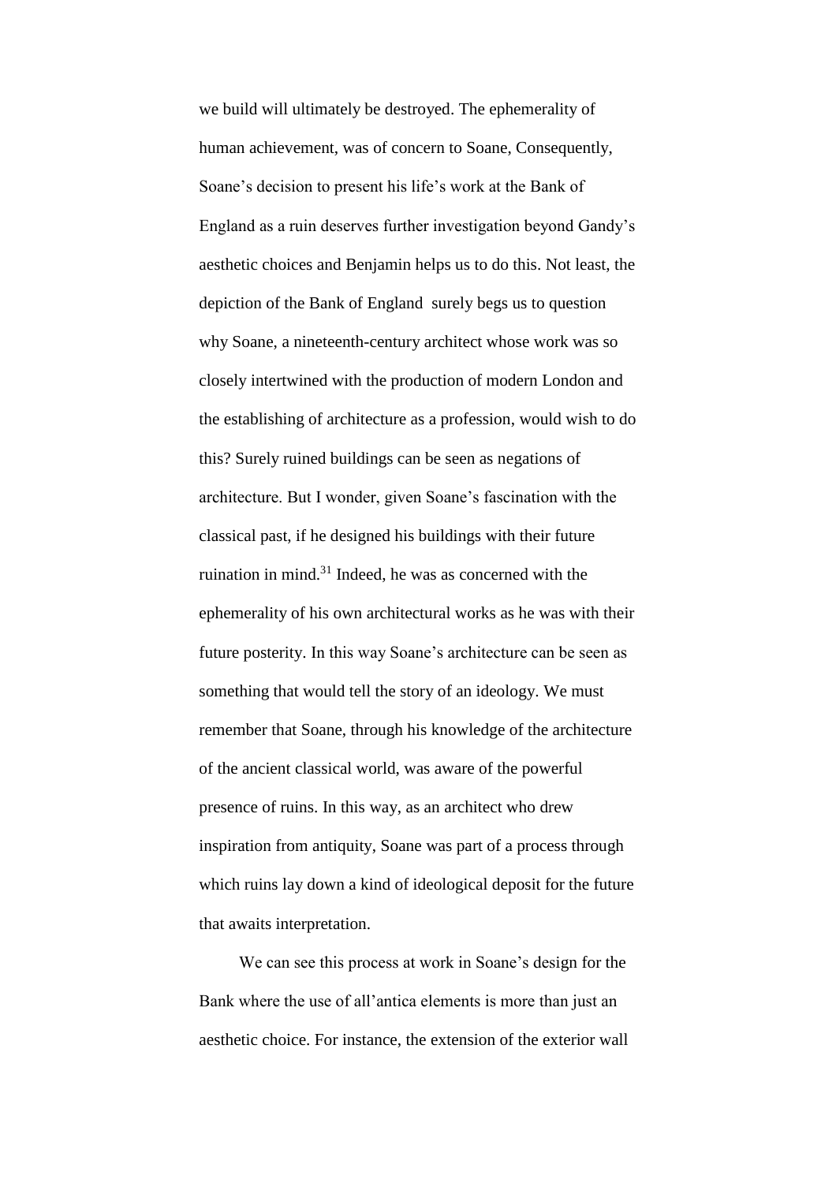we build will ultimately be destroyed. The ephemerality of human achievement, was of concern to Soane, Consequently, Soane's decision to present his life's work at the Bank of England as a ruin deserves further investigation beyond Gandy's aesthetic choices and Benjamin helps us to do this. Not least, the depiction of the Bank of England surely begs us to question why Soane, a nineteenth-century architect whose work was so closely intertwined with the production of modern London and the establishing of architecture as a profession, would wish to do this? Surely ruined buildings can be seen as negations of architecture. But I wonder, given Soane's fascination with the classical past, if he designed his buildings with their future ruination in mind.[31] Indeed, he was as concerned with the ephemerality of his own architectural works as he was with their future posterity. In this way Soane's architecture can be seen as something that would tell the story of an ideology. We must remember that Soane, through his knowledge of the architecture of the ancient classical world, was aware of the powerful presence of ruins. In this way, as an architect who drew inspiration from antiquity, Soane was part of a process through which ruins lay down a kind of ideological deposit for the future that awaits interpretation.

We can see this process at work in Soane's design for the Bank where the use of all'antica elements is more than just an aesthetic choice. For instance, the extension of the exterior wall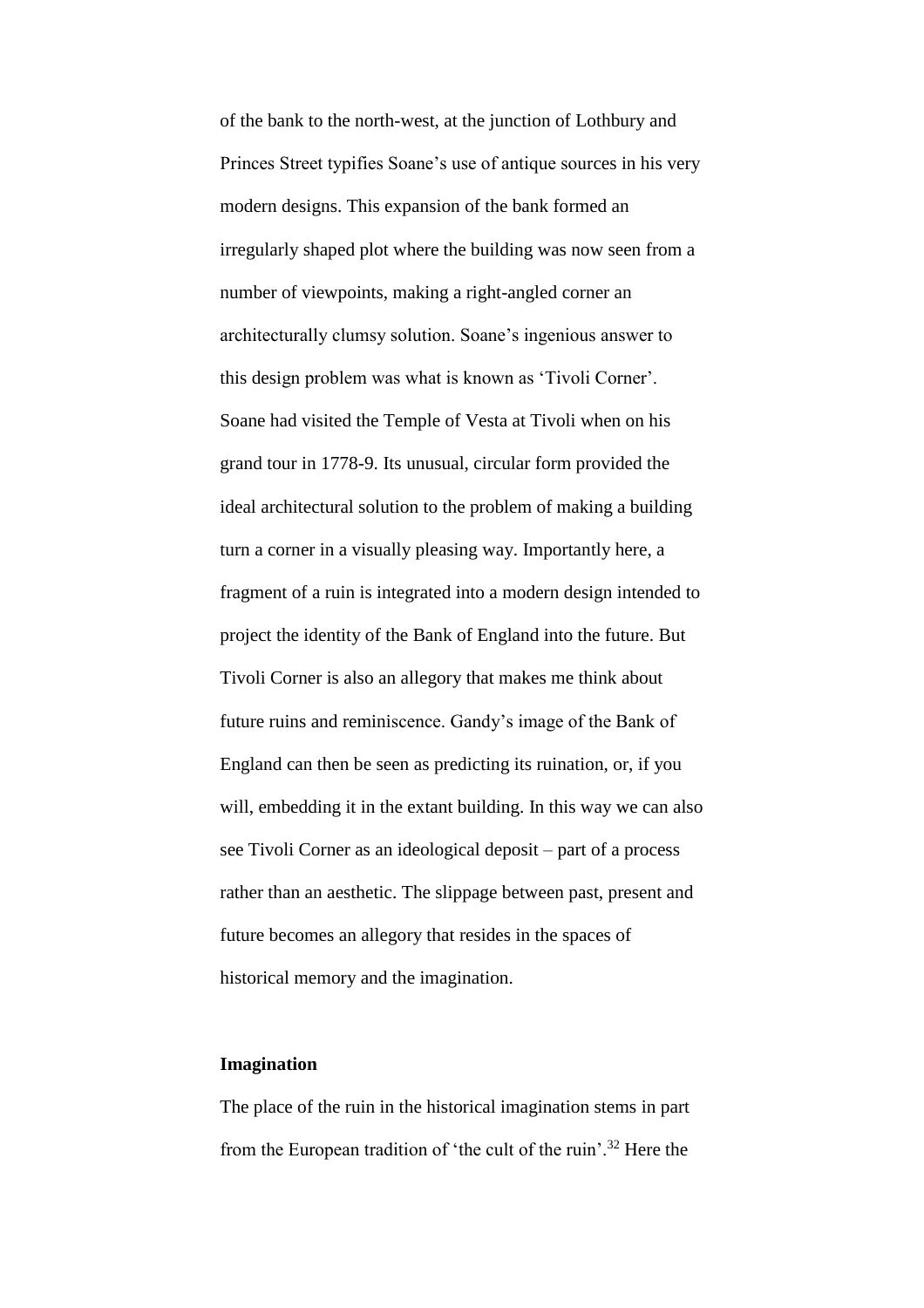of the bank to the north-west, at the junction of Lothbury and Princes Street typifies Soane's use of antique sources in his very modern designs. This expansion of the bank formed an irregularly shaped plot where the building was now seen from a number of viewpoints, making a right-angled corner an architecturally clumsy solution. Soane's ingenious answer to this design problem was what is known as 'Tivoli Corner'. Soane had visited the Temple of Vesta at Tivoli when on his grand tour in 1778-9. Its unusual, circular form provided the ideal architectural solution to the problem of making a building turn a corner in a visually pleasing way. Importantly here, a fragment of a ruin is integrated into a modern design intended to project the identity of the Bank of England into the future. But Tivoli Corner is also an allegory that makes me think about future ruins and reminiscence. Gandy's image of the Bank of England can then be seen as predicting its ruination, or, if you will, embedding it in the extant building. In this way we can also see Tivoli Corner as an ideological deposit – part of a process rather than an aesthetic. The slippage between past, present and future becomes an allegory that resides in the spaces of historical memory and the imagination.

**Imagination**

The place of the ruin in the historical imagination stems in part from the European tradition of 'the cult of the ruin'.[32] Here the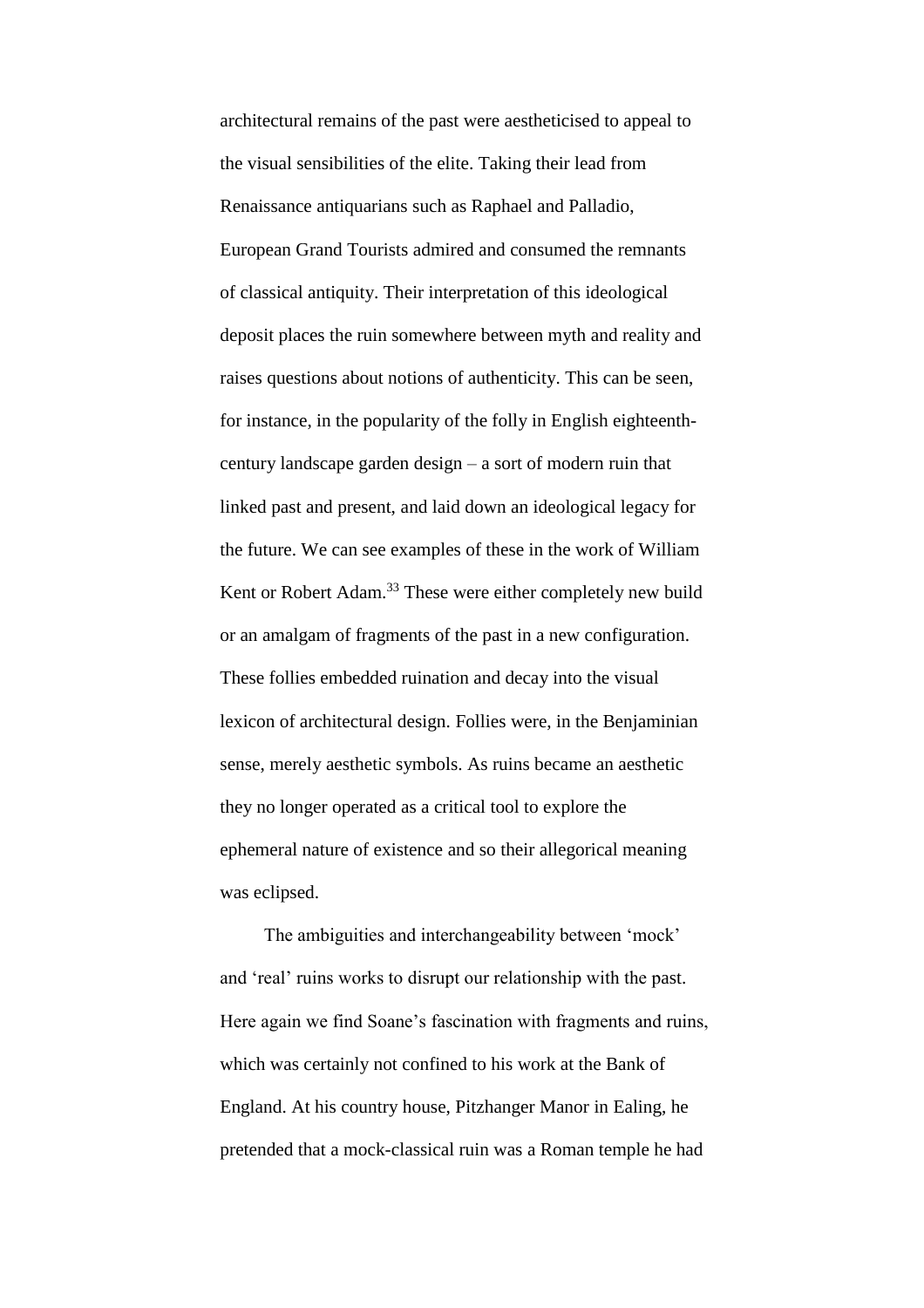architectural remains of the past were aestheticised to appeal to the visual sensibilities of the elite. Taking their lead from Renaissance antiquarians such as Raphael and Palladio, European Grand Tourists admired and consumed the remnants of classical antiquity. Their interpretation of this ideological deposit places the ruin somewhere between myth and reality and raises questions about notions of authenticity. This can be seen, for instance, in the popularity of the folly in English eighteenth-century landscape garden design – a sort of modern ruin that linked past and present, and laid down an ideological legacy for the future. We can see examples of these in the work of William Kent or Robert Adam.[33] These were either completely new build or an amalgam of fragments of the past in a new configuration. These follies embedded ruination and decay into the visual lexicon of architectural design. Follies were, in the Benjaminian sense, merely aesthetic symbols. As ruins became an aesthetic they no longer operated as a critical tool to explore the ephemeral nature of existence and so their allegorical meaning was eclipsed.

The ambiguities and interchangeability between 'mock' and 'real' ruins works to disrupt our relationship with the past. Here again we find Soane's fascination with fragments and ruins, which was certainly not confined to his work at the Bank of England. At his country house, Pitzhanger Manor in Ealing, he pretended that a mock-classical ruin was a Roman temple he had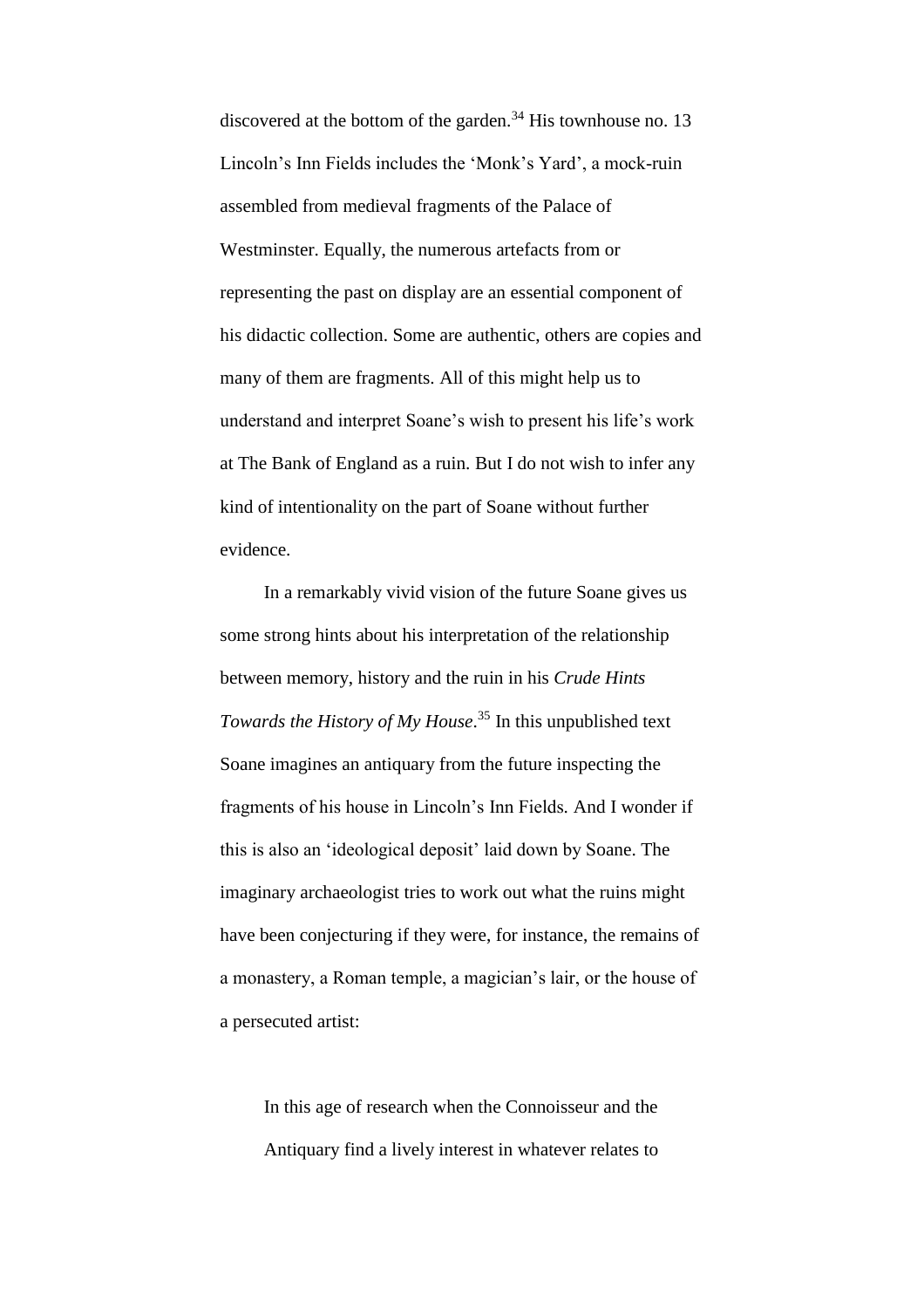discovered at the bottom of the garden.[34] His townhouse no. 13 Lincoln's Inn Fields includes the 'Monk's Yard', a mock-ruin assembled from medieval fragments of the Palace of Westminster. Equally, the numerous artefacts from or representing the past on display are an essential component of his didactic collection. Some are authentic, others are copies and many of them are fragments. All of this might help us to understand and interpret Soane's wish to present his life's work at The Bank of England as a ruin. But I do not wish to infer any kind of intentionality on the part of Soane without further evidence.

In a remarkably vivid vision of the future Soane gives us some strong hints about his interpretation of the relationship between memory, history and the ruin in his *Crude Hints Towards the History of My House*.[35] In this unpublished text Soane imagines an antiquary from the future inspecting the fragments of his house in Lincoln's Inn Fields. And I wonder if this is also an 'ideological deposit' laid down by Soane. The imaginary archaeologist tries to work out what the ruins might have been conjecturing if they were, for instance, the remains of a monastery, a Roman temple, a magician's lair, or the house of a persecuted artist:

> In this age of research when the Connoisseur and the Antiquary find a lively interest in whatever relates to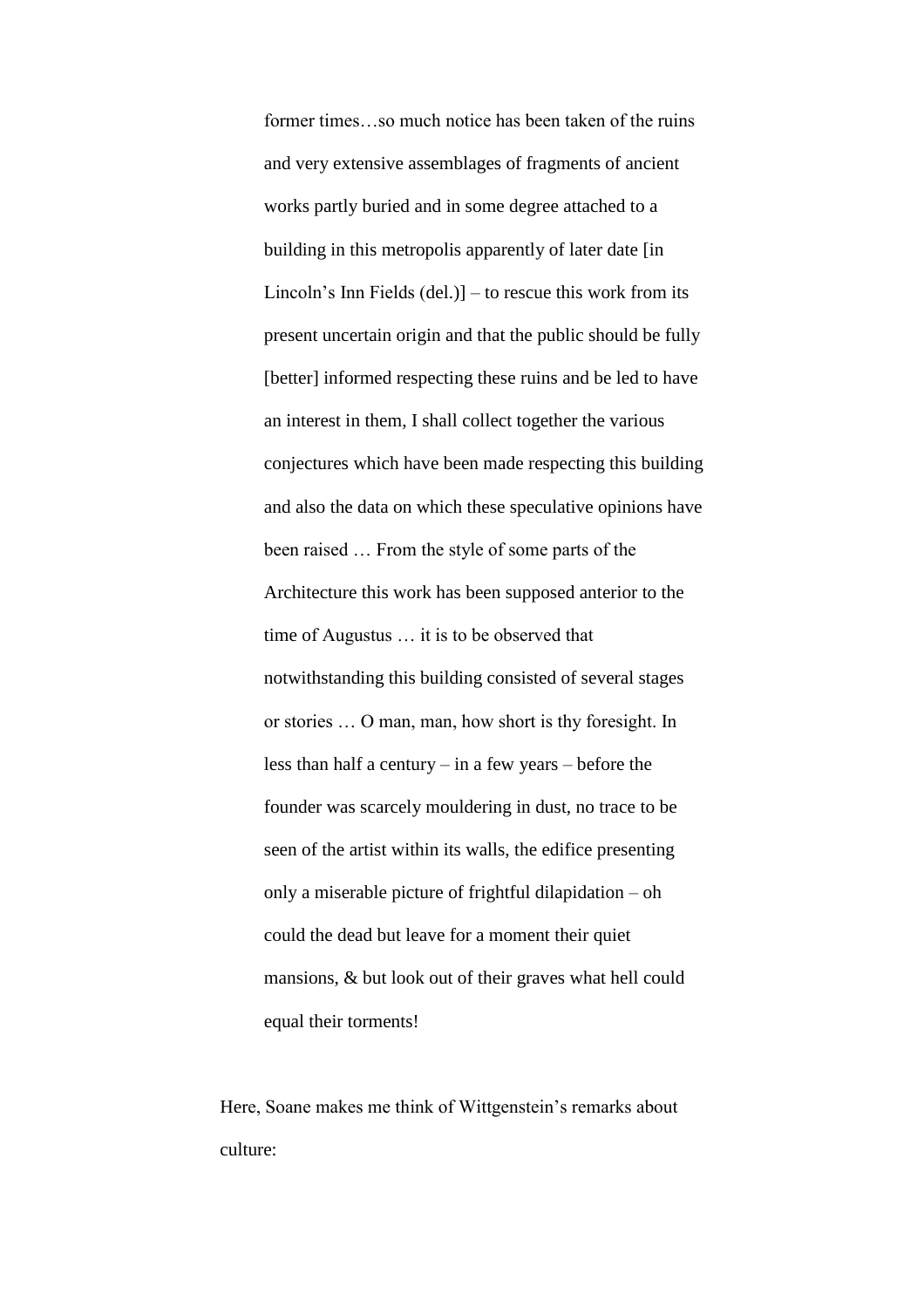> former times…so much notice has been taken of the ruins and very extensive assemblages of fragments of ancient works partly buried and in some degree attached to a building in this metropolis apparently of later date [in Lincoln's Inn Fields (del.)] – to rescue this work from its present uncertain origin and that the public should be fully [better] informed respecting these ruins and be led to have an interest in them, I shall collect together the various conjectures which have been made respecting this building and also the data on which these speculative opinions have been raised … From the style of some parts of the Architecture this work has been supposed anterior to the time of Augustus … it is to be observed that notwithstanding this building consisted of several stages or stories … O man, man, how short is thy foresight. In less than half a century – in a few years – before the founder was scarcely mouldering in dust, no trace to be seen of the artist within its walls, the edifice presenting only a miserable picture of frightful dilapidation – oh could the dead but leave for a moment their quiet mansions, & but look out of their graves what hell could equal their torments!

Here, Soane makes me think of Wittgenstein's remarks about culture: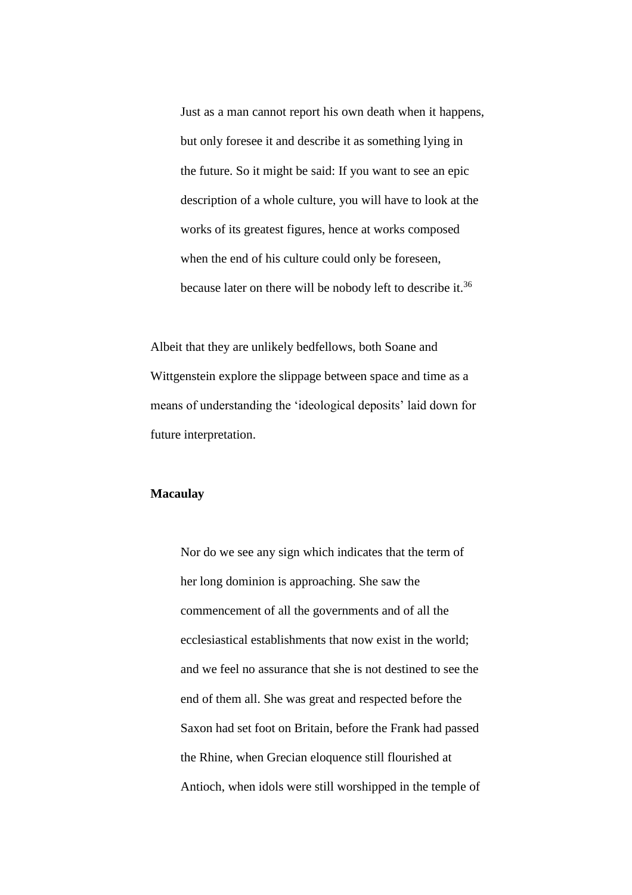> Just as a man cannot report his own death when it happens, but only foresee it and describe it as something lying in the future. So it might be said: If you want to see an epic description of a whole culture, you will have to look at the works of its greatest figures, hence at works composed when the end of his culture could only be foreseen, because later on there will be nobody left to describe it.[36]

Albeit that they are unlikely bedfellows, both Soane and Wittgenstein explore the slippage between space and time as a means of understanding the 'ideological deposits' laid down for future interpretation.

**Macaulay**

> Nor do we see any sign which indicates that the term of her long dominion is approaching. She saw the commencement of all the governments and of all the ecclesiastical establishments that now exist in the world; and we feel no assurance that she is not destined to see the end of them all. She was great and respected before the Saxon had set foot on Britain, before the Frank had passed the Rhine, when Grecian eloquence still flourished at Antioch, when idols were still worshipped in the temple of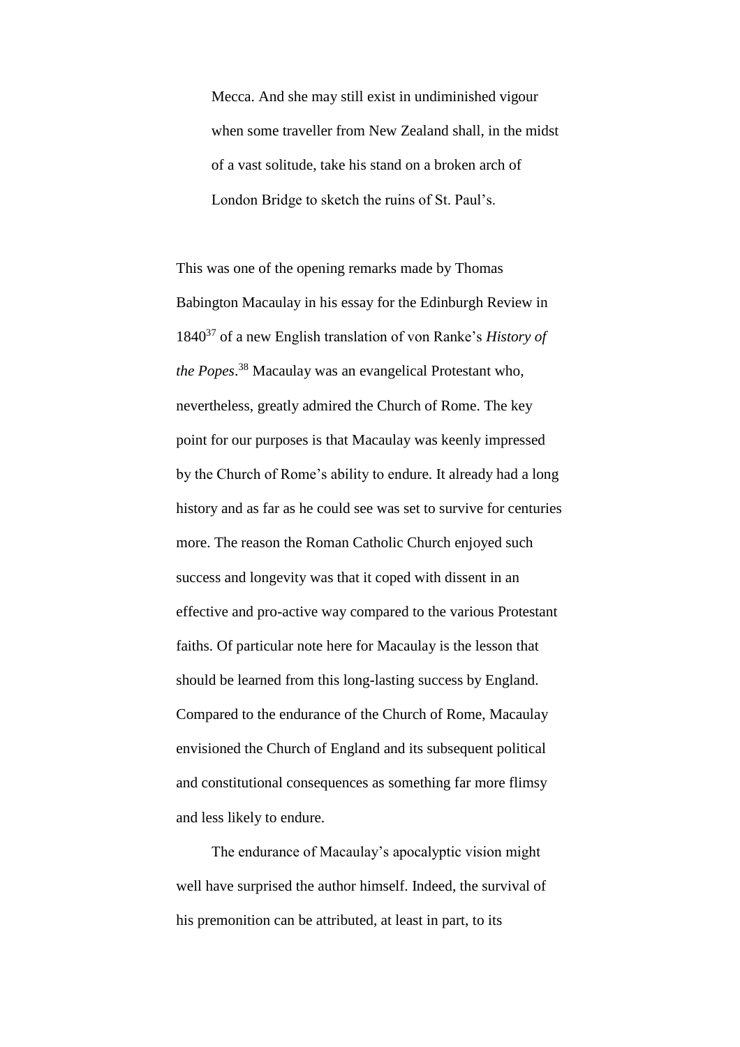> Mecca. And she may still exist in undiminished vigour when some traveller from New Zealand shall, in the midst of a vast solitude, take his stand on a broken arch of London Bridge to sketch the ruins of St. Paul's.

This was one of the opening remarks made by Thomas Babington Macaulay in his essay for the Edinburgh Review in 1840[37] of a new English translation of von Ranke's *History of the Popes*.[38] Macaulay was an evangelical Protestant who, nevertheless, greatly admired the Church of Rome. The key point for our purposes is that Macaulay was keenly impressed by the Church of Rome's ability to endure. It already had a long history and as far as he could see was set to survive for centuries more. The reason the Roman Catholic Church enjoyed such success and longevity was that it coped with dissent in an effective and pro-active way compared to the various Protestant faiths. Of particular note here for Macaulay is the lesson that should be learned from this long-lasting success by England. Compared to the endurance of the Church of Rome, Macaulay envisioned the Church of England and its subsequent political and constitutional consequences as something far more flimsy and less likely to endure.

The endurance of Macaulay's apocalyptic vision might well have surprised the author himself. Indeed, the survival of his premonition can be attributed, at least in part, to its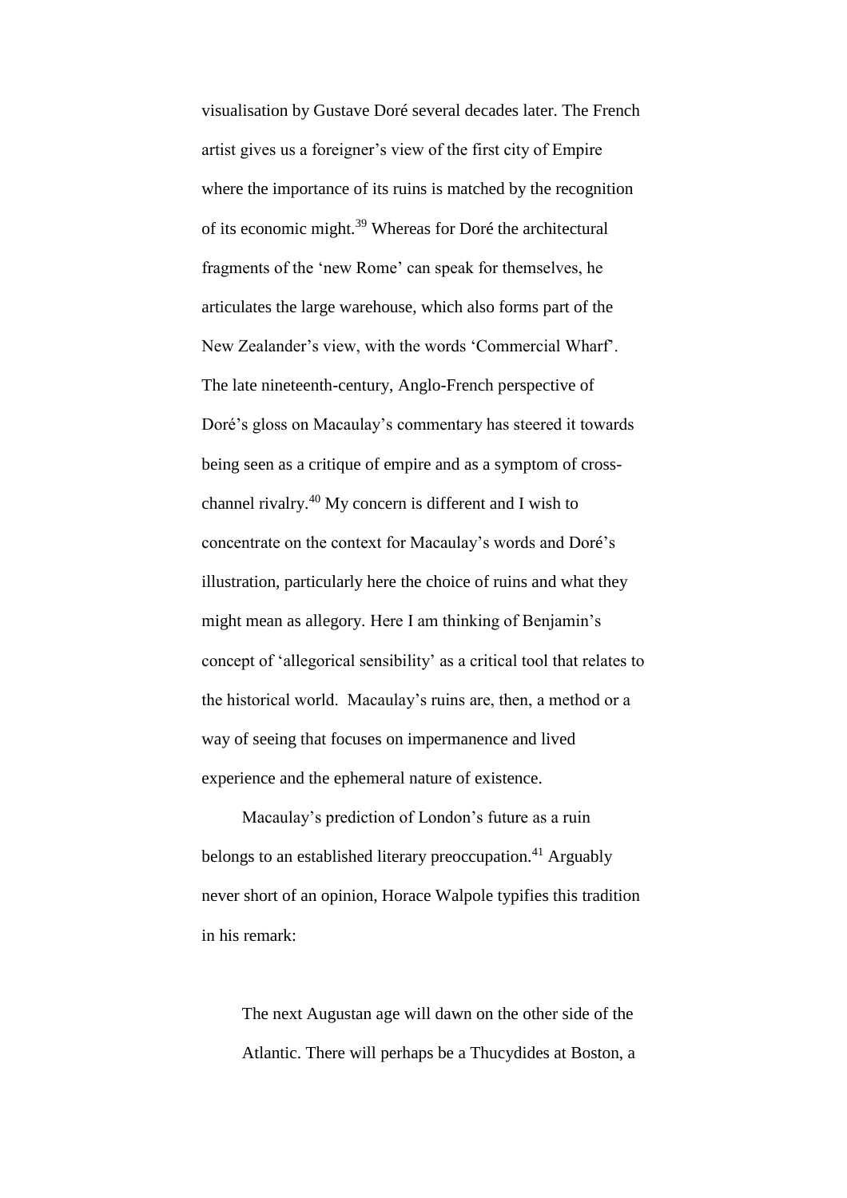visualisation by Gustave Doré several decades later. The French artist gives us a foreigner's view of the first city of Empire where the importance of its ruins is matched by the recognition of its economic might.[39] Whereas for Doré the architectural fragments of the 'new Rome' can speak for themselves, he articulates the large warehouse, which also forms part of the New Zealander's view, with the words 'Commercial Wharf'. The late nineteenth-century, Anglo-French perspective of Doré's gloss on Macaulay's commentary has steered it towards being seen as a critique of empire and as a symptom of cross-channel rivalry.[40] My concern is different and I wish to concentrate on the context for Macaulay's words and Doré's illustration, particularly here the choice of ruins and what they might mean as allegory. Here I am thinking of Benjamin's concept of 'allegorical sensibility' as a critical tool that relates to the historical world. Macaulay's ruins are, then, a method or a way of seeing that focuses on impermanence and lived experience and the ephemeral nature of existence.

Macaulay's prediction of London's future as a ruin belongs to an established literary preoccupation.[41] Arguably never short of an opinion, Horace Walpole typifies this tradition in his remark:

> The next Augustan age will dawn on the other side of the Atlantic. There will perhaps be a Thucydides at Boston, a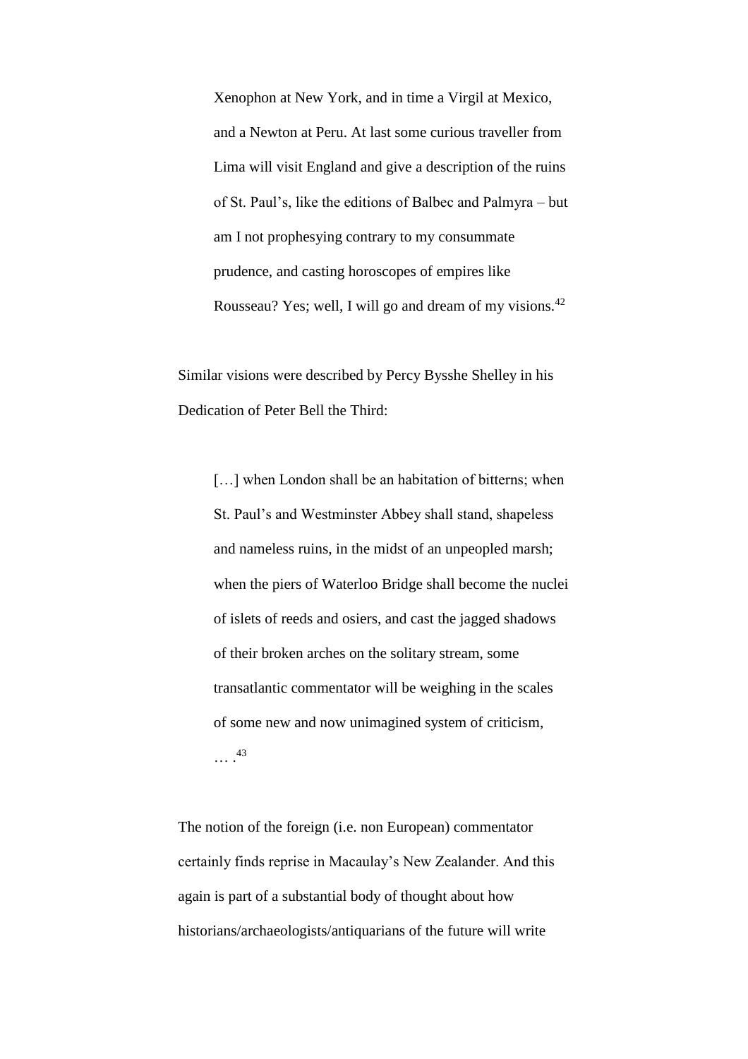> Xenophon at New York, and in time a Virgil at Mexico, and a Newton at Peru. At last some curious traveller from Lima will visit England and give a description of the ruins of St. Paul's, like the editions of Balbec and Palmyra – but am I not prophesying contrary to my consummate prudence, and casting horoscopes of empires like Rousseau? Yes; well, I will go and dream of my visions.[42]

Similar visions were described by Percy Bysshe Shelley in his Dedication of Peter Bell the Third:

> […] when London shall be an habitation of bitterns; when St. Paul's and Westminster Abbey shall stand, shapeless and nameless ruins, in the midst of an unpeopled marsh; when the piers of Waterloo Bridge shall become the nuclei of islets of reeds and osiers, and cast the jagged shadows of their broken arches on the solitary stream, some transatlantic commentator will be weighing in the scales of some new and now unimagined system of criticism, … .[43]

The notion of the foreign (i.e. non European) commentator certainly finds reprise in Macaulay's New Zealander. And this again is part of a substantial body of thought about how historians/archaeologists/antiquarians of the future will write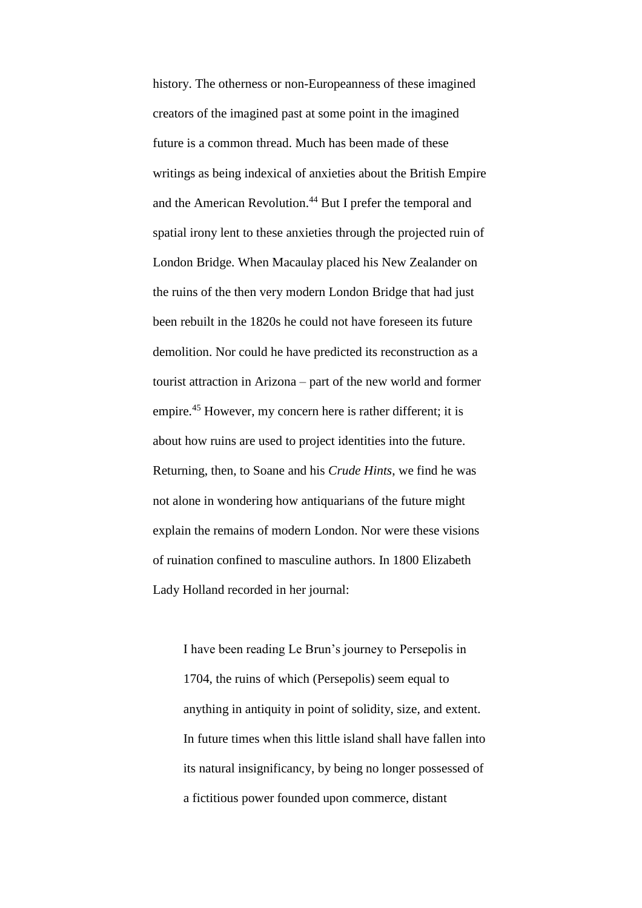history. The otherness or non-Europeanness of these imagined creators of the imagined past at some point in the imagined future is a common thread. Much has been made of these writings as being indexical of anxieties about the British Empire and the American Revolution.[44] But I prefer the temporal and spatial irony lent to these anxieties through the projected ruin of London Bridge. When Macaulay placed his New Zealander on the ruins of the then very modern London Bridge that had just been rebuilt in the 1820s he could not have foreseen its future demolition. Nor could he have predicted its reconstruction as a tourist attraction in Arizona – part of the new world and former empire.[45] However, my concern here is rather different; it is about how ruins are used to project identities into the future. Returning, then, to Soane and his *Crude Hints*, we find he was not alone in wondering how antiquarians of the future might explain the remains of modern London. Nor were these visions of ruination confined to masculine authors. In 1800 Elizabeth Lady Holland recorded in her journal:

> I have been reading Le Brun's journey to Persepolis in 1704, the ruins of which (Persepolis) seem equal to anything in antiquity in point of solidity, size, and extent. In future times when this little island shall have fallen into its natural insignificancy, by being no longer possessed of a fictitious power founded upon commerce, distant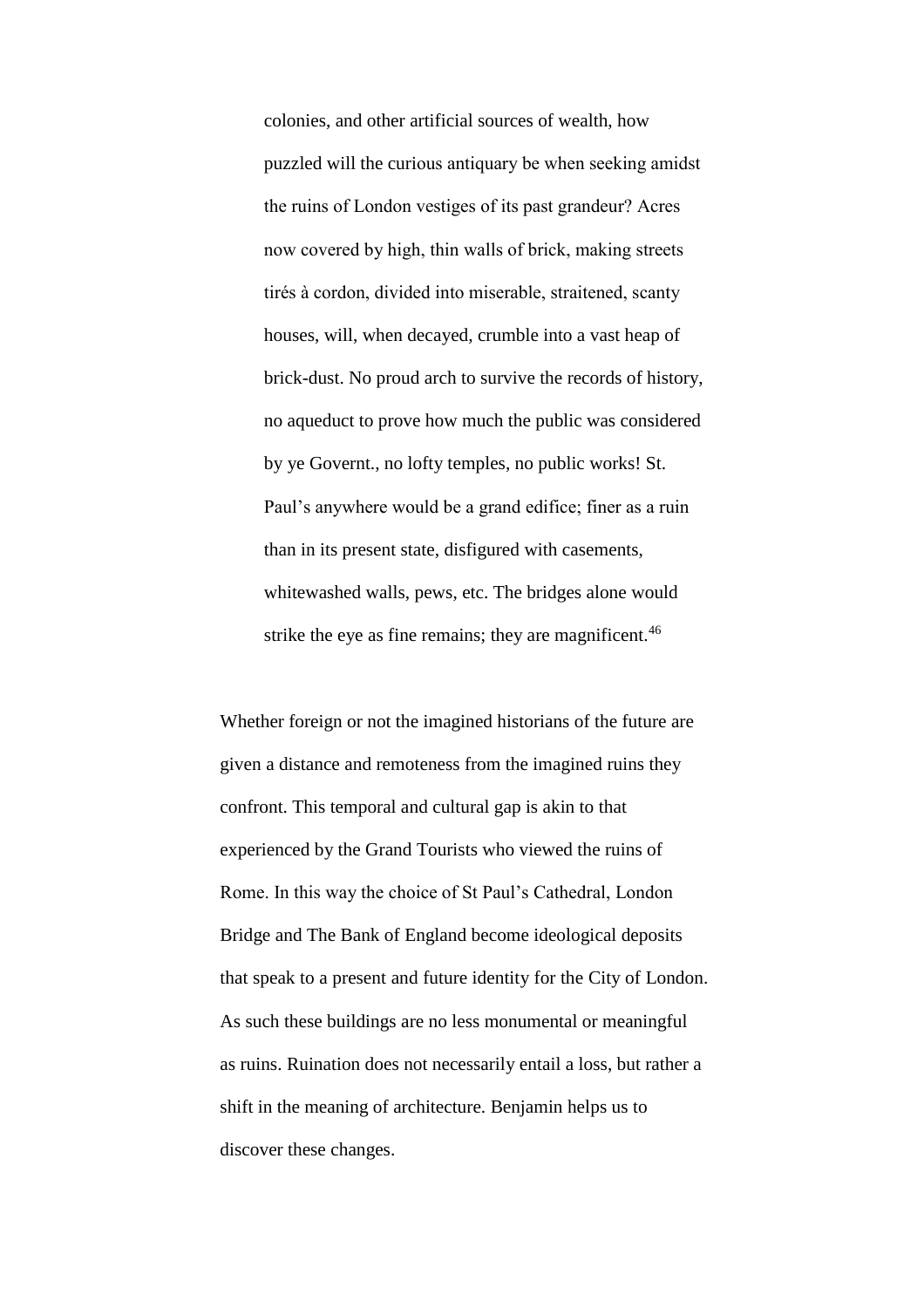> colonies, and other artificial sources of wealth, how puzzled will the curious antiquary be when seeking amidst the ruins of London vestiges of its past grandeur? Acres now covered by high, thin walls of brick, making streets tirés à cordon, divided into miserable, straitened, scanty houses, will, when decayed, crumble into a vast heap of brick-dust. No proud arch to survive the records of history, no aqueduct to prove how much the public was considered by ye Governt., no lofty temples, no public works! St. Paul's anywhere would be a grand edifice; finer as a ruin than in its present state, disfigured with casements, whitewashed walls, pews, etc. The bridges alone would strike the eye as fine remains; they are magnificent.[46]

Whether foreign or not the imagined historians of the future are given a distance and remoteness from the imagined ruins they confront. This temporal and cultural gap is akin to that experienced by the Grand Tourists who viewed the ruins of Rome. In this way the choice of St Paul's Cathedral, London Bridge and The Bank of England become ideological deposits that speak to a present and future identity for the City of London. As such these buildings are no less monumental or meaningful as ruins. Ruination does not necessarily entail a loss, but rather a shift in the meaning of architecture. Benjamin helps us to discover these changes.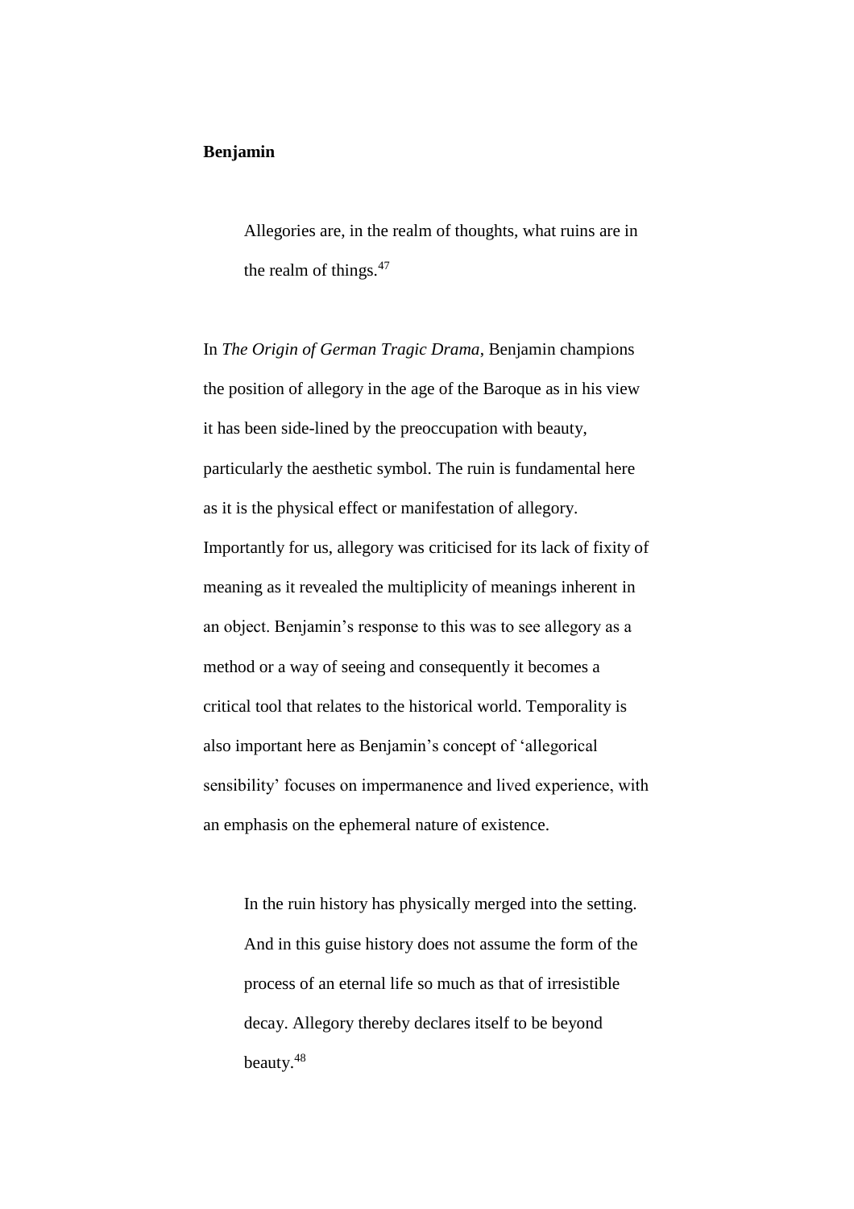**Benjamin**

> Allegories are, in the realm of thoughts, what ruins are in the realm of things.[47]

In *The Origin of German Tragic Drama*, Benjamin champions the position of allegory in the age of the Baroque as in his view it has been side-lined by the preoccupation with beauty, particularly the aesthetic symbol. The ruin is fundamental here as it is the physical effect or manifestation of allegory. Importantly for us, allegory was criticised for its lack of fixity of meaning as it revealed the multiplicity of meanings inherent in an object. Benjamin's response to this was to see allegory as a method or a way of seeing and consequently it becomes a critical tool that relates to the historical world. Temporality is also important here as Benjamin's concept of 'allegorical sensibility' focuses on impermanence and lived experience, with an emphasis on the ephemeral nature of existence.

> In the ruin history has physically merged into the setting. And in this guise history does not assume the form of the process of an eternal life so much as that of irresistible decay. Allegory thereby declares itself to be beyond beauty.[48]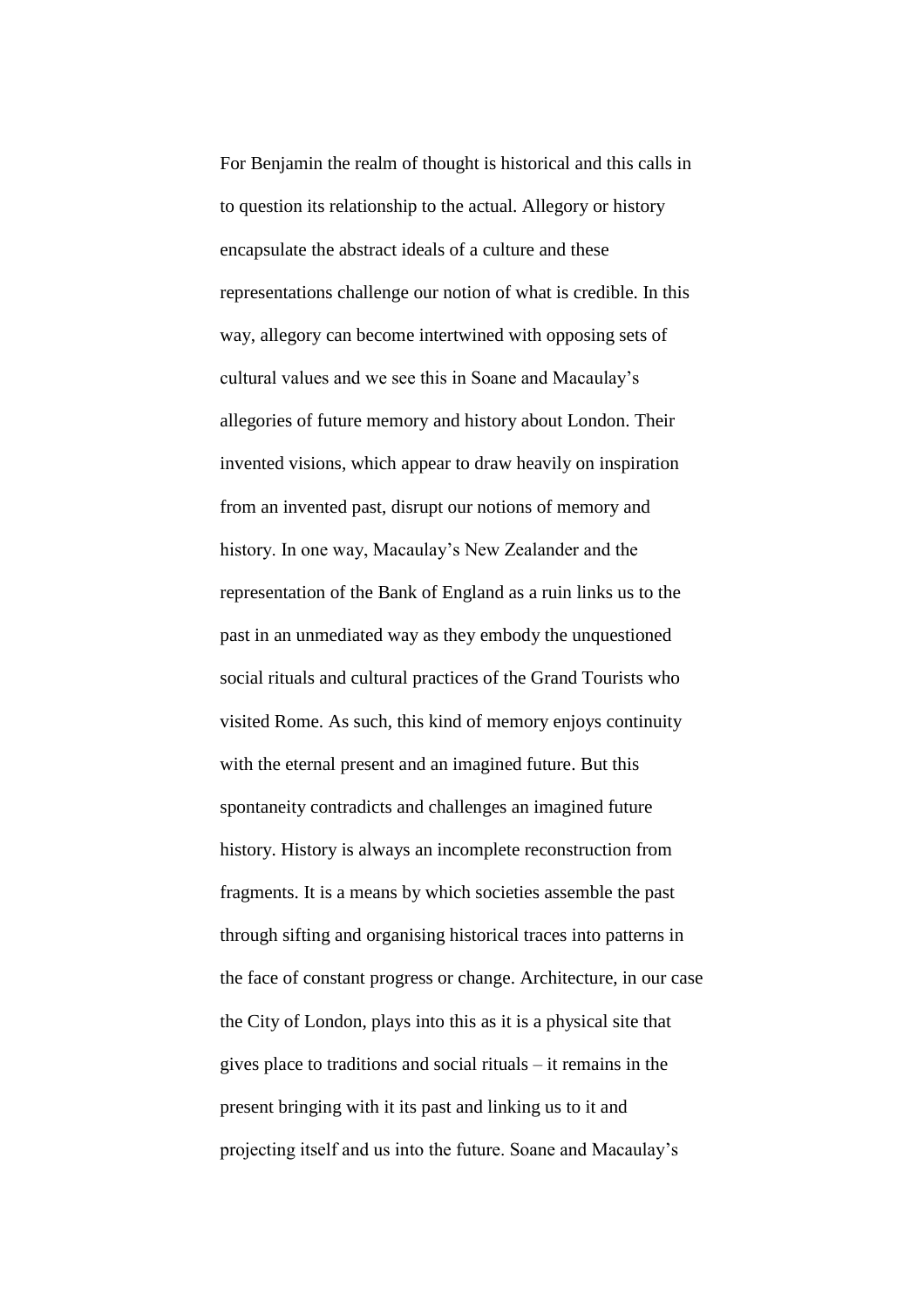For Benjamin the realm of thought is historical and this calls in to question its relationship to the actual. Allegory or history encapsulate the abstract ideals of a culture and these representations challenge our notion of what is credible. In this way, allegory can become intertwined with opposing sets of cultural values and we see this in Soane and Macaulay's allegories of future memory and history about London. Their invented visions, which appear to draw heavily on inspiration from an invented past, disrupt our notions of memory and history. In one way, Macaulay's New Zealander and the representation of the Bank of England as a ruin links us to the past in an unmediated way as they embody the unquestioned social rituals and cultural practices of the Grand Tourists who visited Rome. As such, this kind of memory enjoys continuity with the eternal present and an imagined future. But this spontaneity contradicts and challenges an imagined future history. History is always an incomplete reconstruction from fragments. It is a means by which societies assemble the past through sifting and organising historical traces into patterns in the face of constant progress or change. Architecture, in our case the City of London, plays into this as it is a physical site that gives place to traditions and social rituals – it remains in the present bringing with it its past and linking us to it and projecting itself and us into the future. Soane and Macaulay's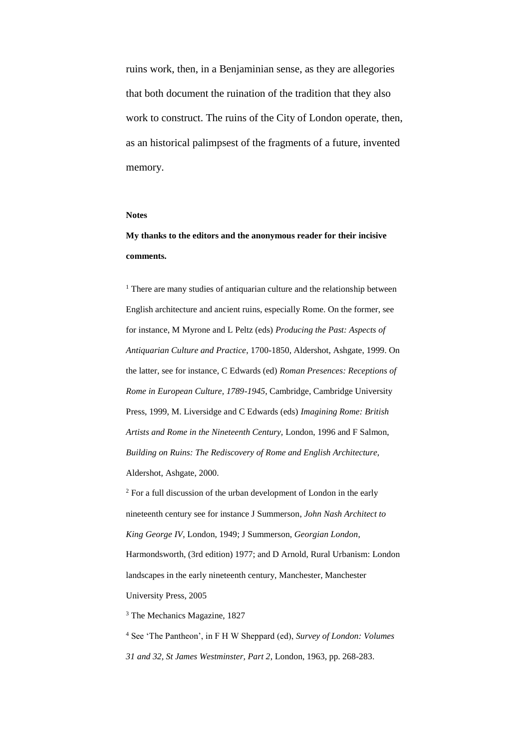ruins work, then, in a Benjaminian sense, as they are allegories that both document the ruination of the tradition that they also work to construct. The ruins of the City of London operate, then, as an historical palimpsest of the fragments of a future, invented memory.

**Notes**

**My thanks to the editors and the anonymous reader for their incisive comments.**

[1] There are many studies of antiquarian culture and the relationship between English architecture and ancient ruins, especially Rome. On the former, see for instance, M Myrone and L Peltz (eds) *Producing the Past: Aspects of Antiquarian Culture and Practice*, 1700-1850, Aldershot, Ashgate, 1999. On the latter, see for instance, C Edwards (ed) *Roman Presences: Receptions of Rome in European Culture, 1789-1945*, Cambridge, Cambridge University Press, 1999, M. Liversidge and C Edwards (eds) *Imagining Rome: British Artists and Rome in the Nineteenth Century,* London, 1996 and F Salmon, *Building on Ruins: The Rediscovery of Rome and English Architecture,* Aldershot, Ashgate, 2000.

[2] For a full discussion of the urban development of London in the early nineteenth century see for instance J Summerson, *John Nash Architect to King George IV*, London, 1949; J Summerson, *Georgian London*, Harmondsworth, (3rd edition) 1977; and D Arnold, Rural Urbanism: London landscapes in the early nineteenth century, Manchester, Manchester University Press, 2005

[3] The Mechanics Magazine, 1827

[4] See 'The Pantheon', in F H W Sheppard (ed), *Survey of London: Volumes 31 and 32, St James Westminster, Part 2*, London, 1963, pp. 268-283.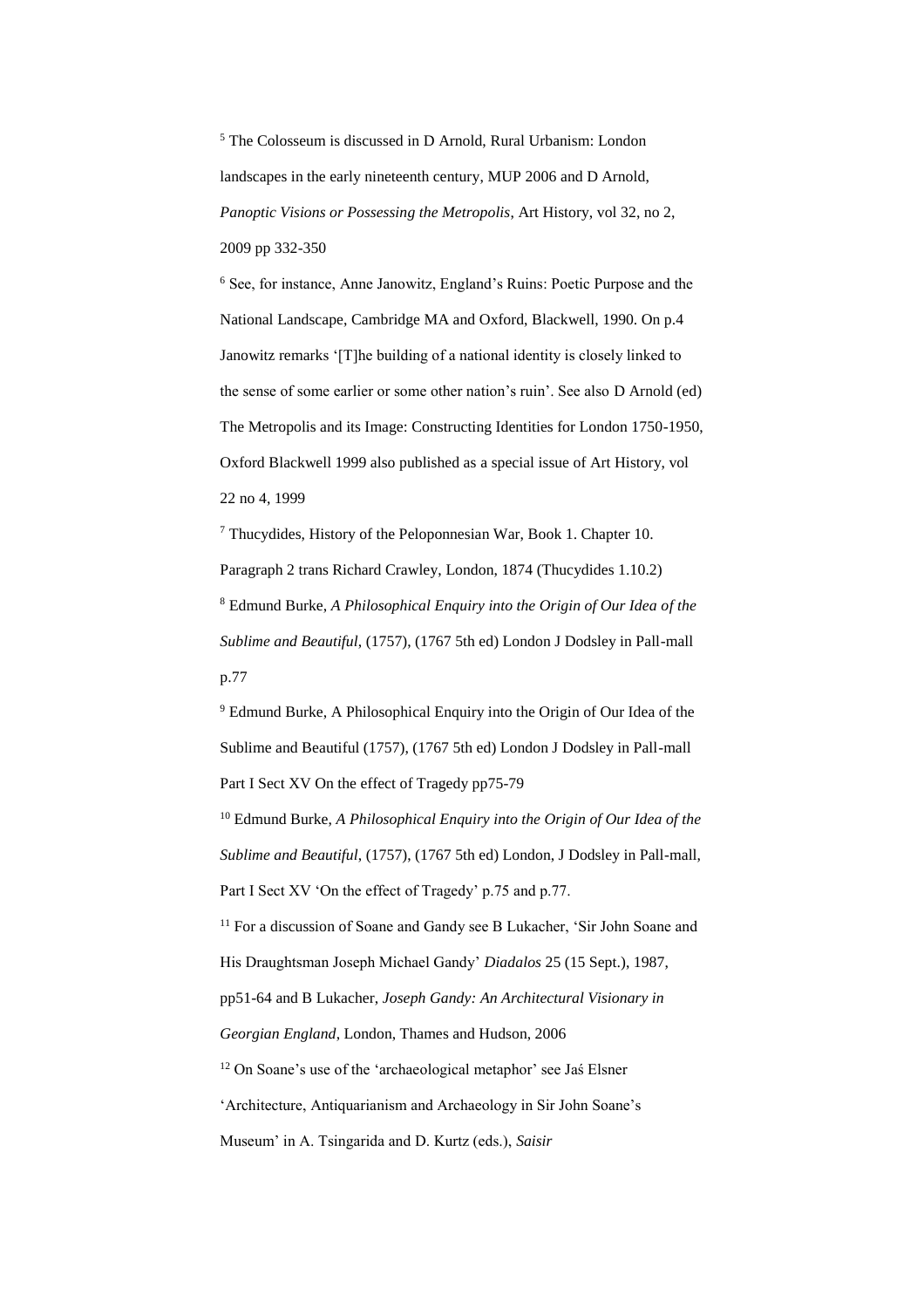[5] The Colosseum is discussed in D Arnold, Rural Urbanism: London landscapes in the early nineteenth century, MUP 2006 and D Arnold, *Panoptic Visions or Possessing the Metropolis*, Art History, vol 32, no 2, 2009 pp 332-350

[6] See, for instance, Anne Janowitz, England's Ruins: Poetic Purpose and the National Landscape, Cambridge MA and Oxford, Blackwell, 1990. On p.4 Janowitz remarks '[T]he building of a national identity is closely linked to the sense of some earlier or some other nation's ruin'. See also D Arnold (ed) The Metropolis and its Image: Constructing Identities for London 1750-1950, Oxford Blackwell 1999 also published as a special issue of Art History, vol 22 no 4, 1999

[7] Thucydides, History of the Peloponnesian War, Book 1. Chapter 10. Paragraph 2 trans Richard Crawley, London, 1874 (Thucydides 1.10.2)

[8] Edmund Burke, *A Philosophical Enquiry into the Origin of Our Idea of the Sublime and Beautiful*, (1757), (1767 5th ed) London J Dodsley in Pall-mall p.77

[9] Edmund Burke, A Philosophical Enquiry into the Origin of Our Idea of the Sublime and Beautiful (1757), (1767 5th ed) London J Dodsley in Pall-mall Part I Sect XV On the effect of Tragedy pp75-79

[10] Edmund Burke, *A Philosophical Enquiry into the Origin of Our Idea of the Sublime and Beautiful*, (1757), (1767 5th ed) London, J Dodsley in Pall-mall, Part I Sect XV 'On the effect of Tragedy' p.75 and p.77.

[11] For a discussion of Soane and Gandy see B Lukacher, 'Sir John Soane and His Draughtsman Joseph Michael Gandy' *Diadalos* 25 (15 Sept.), 1987, pp51-64 and B Lukacher, *Joseph Gandy: An Architectural Visionary in Georgian England*, London, Thames and Hudson, 2006

[12] On Soane's use of the 'archaeological metaphor' see Jaś Elsner 'Architecture, Antiquarianism and Archaeology in Sir John Soane's Museum' in A. Tsingarida and D. Kurtz (eds.), *Saisir*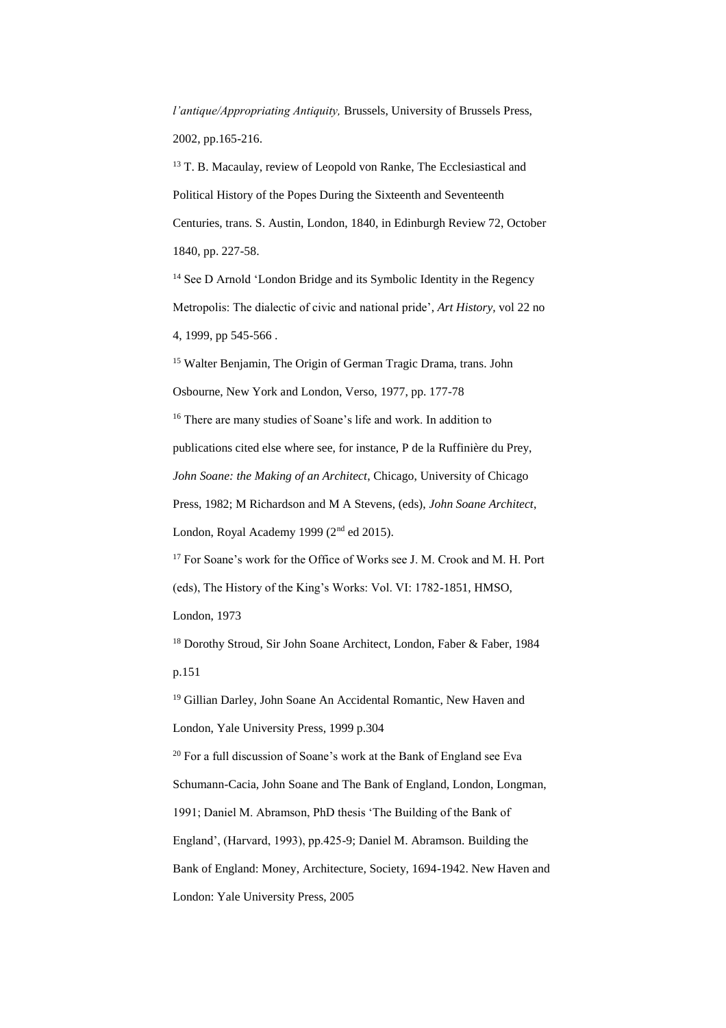*l'antique/Appropriating Antiquity,* Brussels, University of Brussels Press, 2002, pp.165-216.

[13] T. B. Macaulay, review of Leopold von Ranke, The Ecclesiastical and Political History of the Popes During the Sixteenth and Seventeenth Centuries, trans. S. Austin, London, 1840, in Edinburgh Review 72, October 1840, pp. 227-58.

[14] See D Arnold 'London Bridge and its Symbolic Identity in the Regency Metropolis: The dialectic of civic and national pride', *Art History,* vol 22 no 4, 1999, pp 545-566 .

[15] Walter Benjamin, The Origin of German Tragic Drama, trans. John Osbourne, New York and London, Verso, 1977, pp. 177-78

[16] There are many studies of Soane's life and work. In addition to publications cited else where see, for instance, P de la Ruffinière du Prey, *John Soane: the Making of an Architect*, Chicago, University of Chicago Press, 1982; M Richardson and M A Stevens, (eds), *John Soane Architect*, London, Royal Academy 1999 (2nd ed 2015).

[17] For Soane's work for the Office of Works see J. M. Crook and M. H. Port (eds), The History of the King's Works: Vol. VI: 1782-1851, HMSO, London, 1973

[18] Dorothy Stroud, Sir John Soane Architect, London, Faber & Faber, 1984 p.151

[19] Gillian Darley, John Soane An Accidental Romantic, New Haven and London, Yale University Press, 1999 p.304

[20] For a full discussion of Soane's work at the Bank of England see Eva Schumann-Cacia, John Soane and The Bank of England, London, Longman, 1991; Daniel M. Abramson, PhD thesis 'The Building of the Bank of England', (Harvard, 1993), pp.425-9; Daniel M. Abramson. Building the Bank of England: Money, Architecture, Society, 1694-1942. New Haven and London: Yale University Press, 2005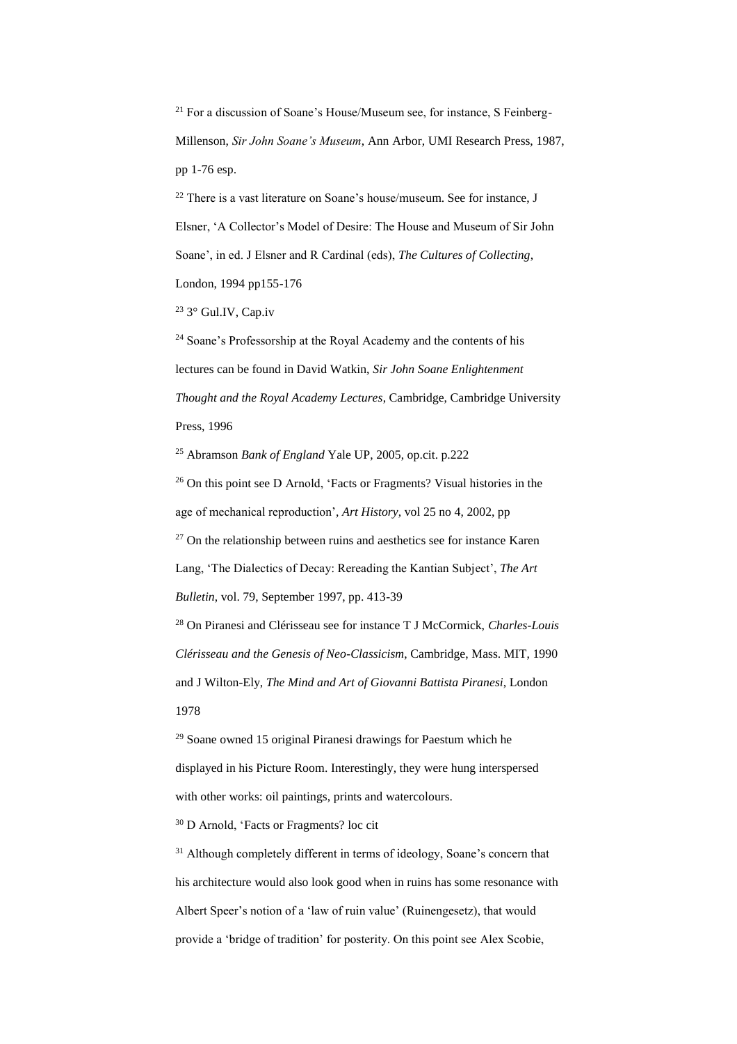[21] For a discussion of Soane's House/Museum see, for instance, S Feinberg-Millenson, *Sir John Soane's Museum*, Ann Arbor, UMI Research Press, 1987, pp 1-76 esp.

[22] There is a vast literature on Soane's house/museum. See for instance, J Elsner, 'A Collector's Model of Desire: The House and Museum of Sir John Soane', in ed. J Elsner and R Cardinal (eds), *The Cultures of Collecting*, London, 1994 pp155-176

[23] 3° Gul.IV, Cap.iv

[24] Soane's Professorship at the Royal Academy and the contents of his lectures can be found in David Watkin, *Sir John Soane Enlightenment Thought and the Royal Academy Lectures*, Cambridge, Cambridge University Press, 1996

[25] Abramson *Bank of England* Yale UP, 2005, op.cit. p.222

[26] On this point see D Arnold, 'Facts or Fragments? Visual histories in the age of mechanical reproduction', *Art History*, vol 25 no 4, 2002, pp

[27] On the relationship between ruins and aesthetics see for instance Karen Lang, 'The Dialectics of Decay: Rereading the Kantian Subject', *The Art Bulletin*, vol. 79, September 1997, pp. 413-39

[28] On Piranesi and Clérisseau see for instance T J McCormick, *Charles-Louis Clérisseau and the Genesis of Neo-Classicism*, Cambridge, Mass. MIT, 1990 and J Wilton-Ely, *The Mind and Art of Giovanni Battista Piranesi*, London 1978

[29] Soane owned 15 original Piranesi drawings for Paestum which he displayed in his Picture Room. Interestingly, they were hung interspersed with other works: oil paintings, prints and watercolours.

[30] D Arnold, 'Facts or Fragments? loc cit

[31] Although completely different in terms of ideology, Soane's concern that his architecture would also look good when in ruins has some resonance with Albert Speer's notion of a 'law of ruin value' (Ruinengesetz), that would provide a 'bridge of tradition' for posterity. On this point see Alex Scobie,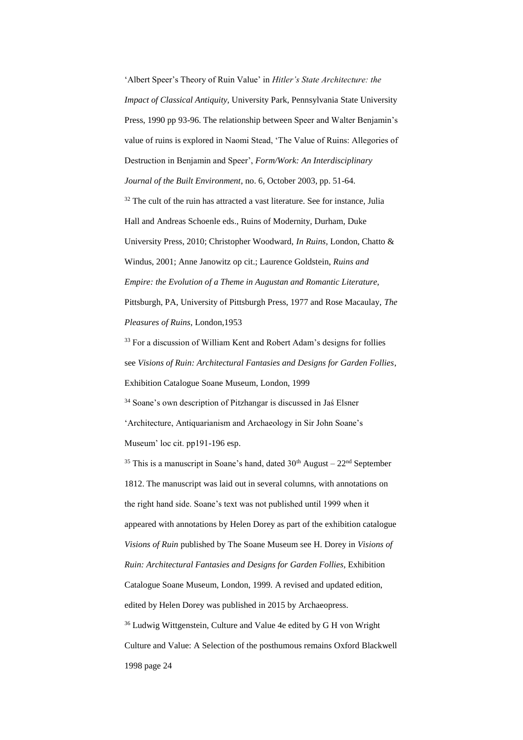'Albert Speer's Theory of Ruin Value' in *Hitler's State Architecture: the Impact of Classical Antiquity*, University Park, Pennsylvania State University Press, 1990 pp 93-96. The relationship between Speer and Walter Benjamin's value of ruins is explored in Naomi Stead, 'The Value of Ruins: Allegories of Destruction in Benjamin and Speer', *Form/Work: An Interdisciplinary Journal of the Built Environment*, no. 6, October 2003, pp. 51-64.

[32] The cult of the ruin has attracted a vast literature. See for instance, Julia Hall and Andreas Schoenle eds., Ruins of Modernity, Durham, Duke University Press, 2010; Christopher Woodward, *In Ruins*, London, Chatto & Windus, 2001; Anne Janowitz op cit.; Laurence Goldstein, *Ruins and Empire: the Evolution of a Theme in Augustan and Romantic Literature*, Pittsburgh, PA, University of Pittsburgh Press, 1977 and Rose Macaulay, *The Pleasures of Ruins*, London,1953

[33] For a discussion of William Kent and Robert Adam's designs for follies see *Visions of Ruin: Architectural Fantasies and Designs for Garden Follies*, Exhibition Catalogue Soane Museum, London, 1999

[34] Soane's own description of Pitzhangar is discussed in Jaś Elsner 'Architecture, Antiquarianism and Archaeology in Sir John Soane's Museum' loc cit. pp191-196 esp.

[35] This is a manuscript in Soane's hand, dated 30th August – 22nd September 1812. The manuscript was laid out in several columns, with annotations on the right hand side. Soane's text was not published until 1999 when it appeared with annotations by Helen Dorey as part of the exhibition catalogue *Visions of Ruin* published by The Soane Museum see H. Dorey in *Visions of Ruin: Architectural Fantasies and Designs for Garden Follies*, Exhibition Catalogue Soane Museum, London, 1999. A revised and updated edition, edited by Helen Dorey was published in 2015 by Archaeopress.

[36] Ludwig Wittgenstein, Culture and Value 4e edited by G H von Wright Culture and Value: A Selection of the posthumous remains Oxford Blackwell 1998 page 24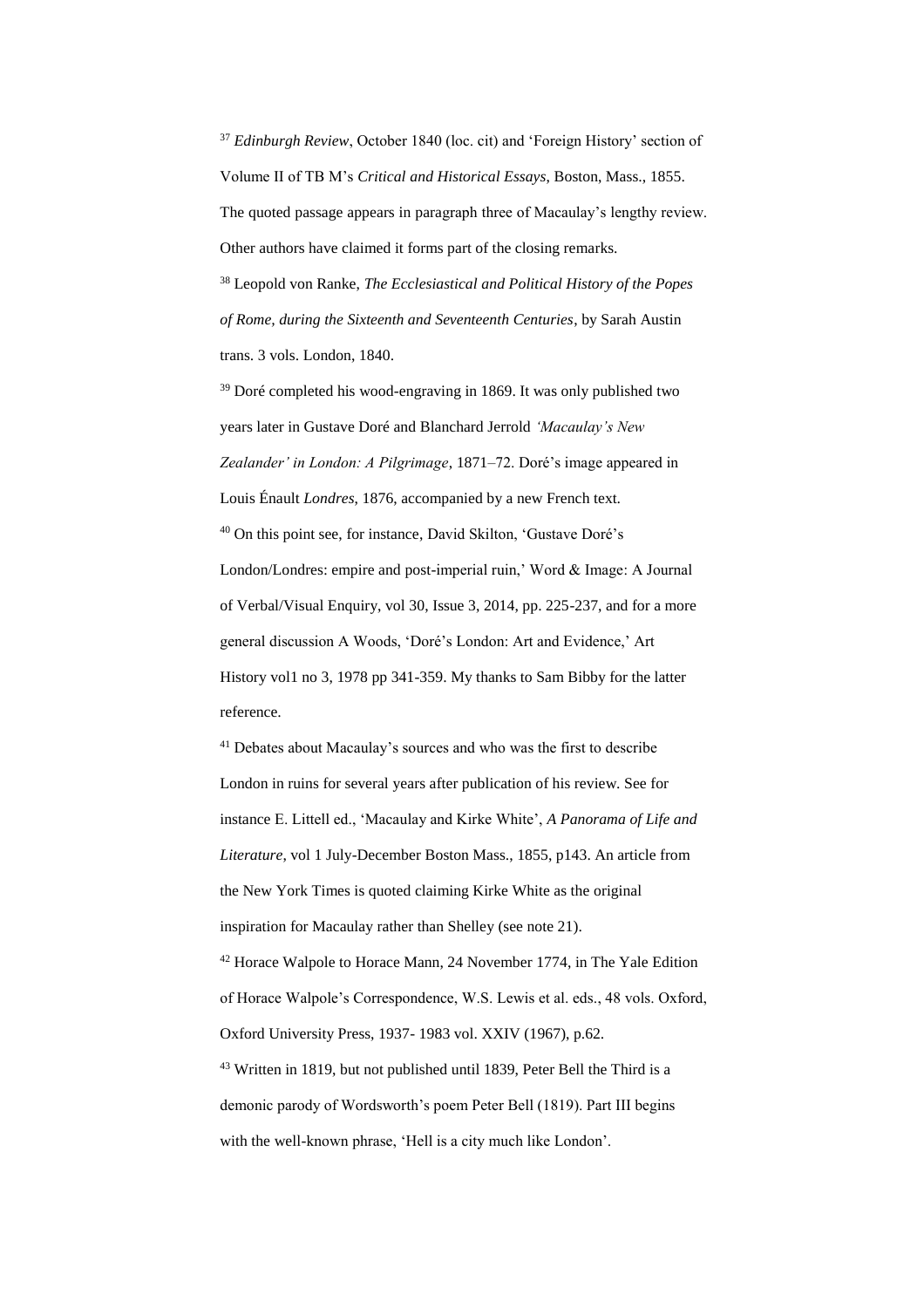[37] *Edinburgh Review*, October 1840 (loc. cit) and 'Foreign History' section of Volume II of TB M's *Critical and Historical Essays*, Boston, Mass., 1855. The quoted passage appears in paragraph three of Macaulay's lengthy review. Other authors have claimed it forms part of the closing remarks.

[38] Leopold von Ranke, *The Ecclesiastical and Political History of the Popes of Rome, during the Sixteenth and Seventeenth Centuries*, by Sarah Austin trans. 3 vols. London, 1840.

[39] Doré completed his wood-engraving in 1869. It was only published two years later in Gustave Doré and Blanchard Jerrold *'Macaulay's New Zealander' in London: A Pilgrimage*, 1871–72. Doré's image appeared in Louis Énault *Londres*, 1876, accompanied by a new French text.

[40] On this point see, for instance, David Skilton, 'Gustave Doré's London/Londres: empire and post-imperial ruin,' Word & Image: A Journal of Verbal/Visual Enquiry, vol 30, Issue 3, 2014, pp. 225-237, and for a more general discussion A Woods, 'Doré's London: Art and Evidence,' Art History vol1 no 3, 1978 pp 341-359. My thanks to Sam Bibby for the latter reference.

[41] Debates about Macaulay's sources and who was the first to describe London in ruins for several years after publication of his review. See for instance E. Littell ed., 'Macaulay and Kirke White', *A Panorama of Life and Literature*, vol 1 July-December Boston Mass., 1855, p143. An article from the New York Times is quoted claiming Kirke White as the original inspiration for Macaulay rather than Shelley (see note 21).

[42] Horace Walpole to Horace Mann, 24 November 1774, in The Yale Edition of Horace Walpole's Correspondence, W.S. Lewis et al. eds., 48 vols. Oxford, Oxford University Press, 1937- 1983 vol. XXIV (1967), p.62.

[43] Written in 1819, but not published until 1839, Peter Bell the Third is a demonic parody of Wordsworth's poem Peter Bell (1819). Part III begins with the well-known phrase, 'Hell is a city much like London'.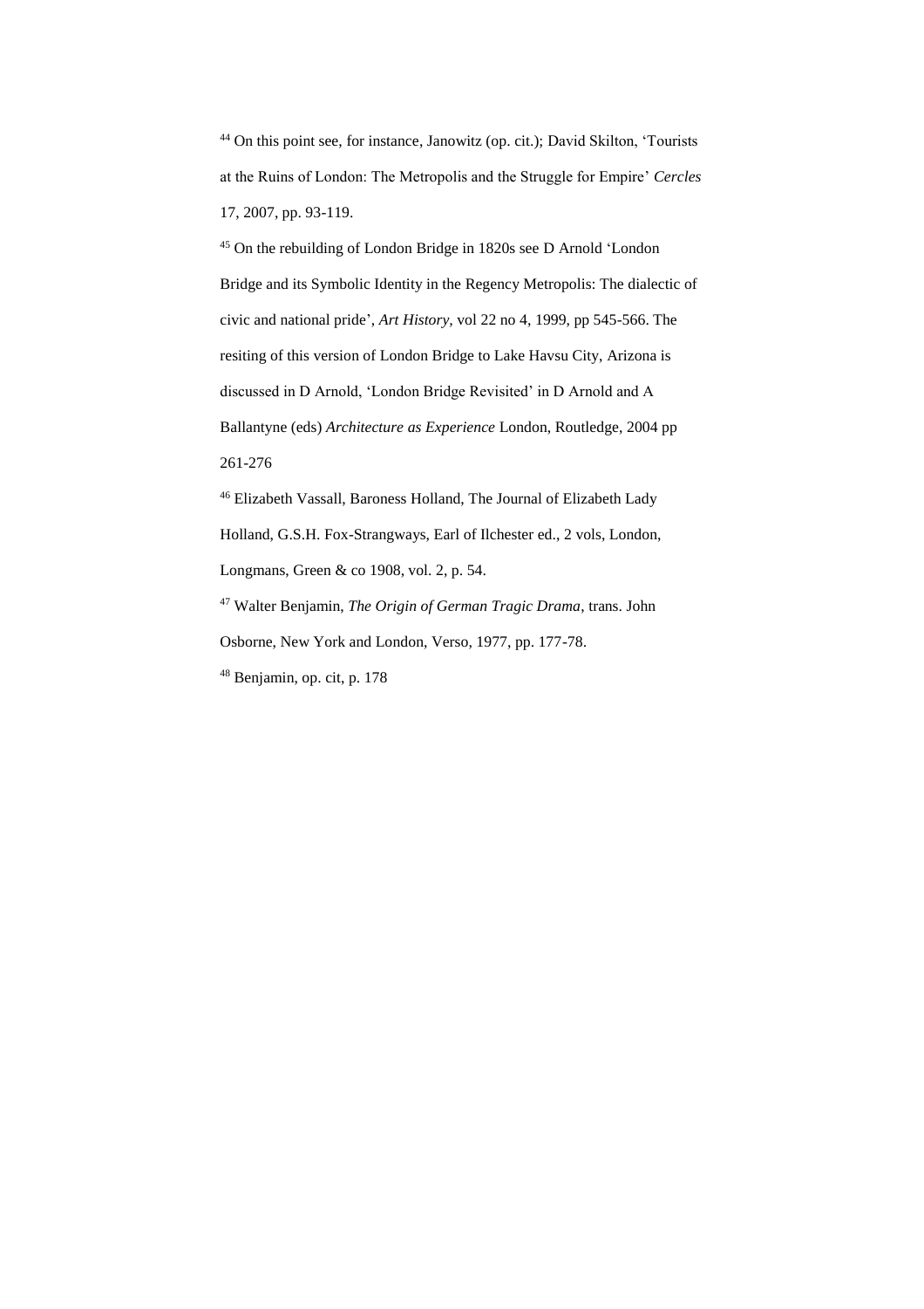[44] On this point see, for instance, Janowitz (op. cit.); David Skilton, 'Tourists at the Ruins of London: The Metropolis and the Struggle for Empire' *Cercles* 17, 2007, pp. 93-119.

[45] On the rebuilding of London Bridge in 1820s see D Arnold 'London Bridge and its Symbolic Identity in the Regency Metropolis: The dialectic of civic and national pride', *Art History*, vol 22 no 4, 1999, pp 545-566. The resiting of this version of London Bridge to Lake Havsu City, Arizona is discussed in D Arnold, 'London Bridge Revisited' in D Arnold and A Ballantyne (eds) *Architecture as Experience* London, Routledge, 2004 pp 261-276

[46] Elizabeth Vassall, Baroness Holland, The Journal of Elizabeth Lady Holland, G.S.H. Fox-Strangways, Earl of Ilchester ed., 2 vols, London, Longmans, Green & co 1908, vol. 2, p. 54.

[47] Walter Benjamin, *The Origin of German Tragic Drama*, trans. John Osborne, New York and London, Verso, 1977, pp. 177-78.

[48] Benjamin, op. cit, p. 178